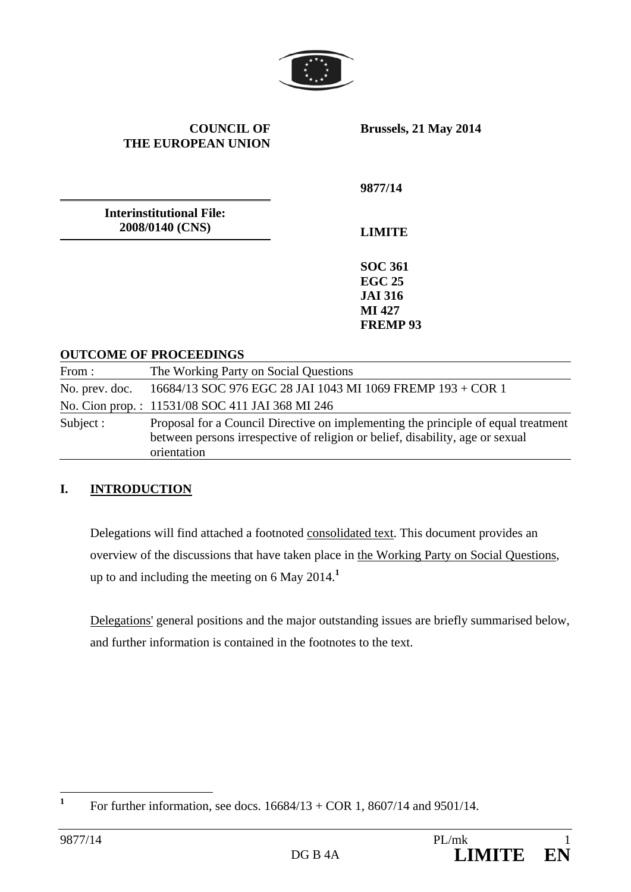**COUNCIL OF THE EUROPEAN UNION**

**Brussels, 21 May 2014**

**9877/14**

**Interinstitutional File: 2008/0140 (CNS)**

**LIMITE**

**SOC 361**
**EGC 25**
**JAI 316**
**MI 427**
**FREMP 93**

**OUTCOME OF PROCEEDINGS**

| | |
|---|---|
| From : | The Working Party on Social Questions |
| No. prev. doc. | 16684/13 SOC 976 EGC 28 JAI 1043 MI 1069 FREMP 193 + COR 1 |
| No. Cion prop. : | 11531/08 SOC 411 JAI 368 MI 246 |
| Subject : | Proposal for a Council Directive on implementing the principle of equal treatment between persons irrespective of religion or belief, disability, age or sexual orientation |

## I. INTRODUCTION

Delegations will find attached a footnoted consolidated text. This document provides an overview of the discussions that have taken place in the Working Party on Social Questions, up to and including the meeting on 6 May 2014.[1]

Delegations' general positions and the major outstanding issues are briefly summarised below, and further information is contained in the footnotes to the text.

---

[1] For further information, see docs. 16684/13 + COR 1, 8607/14 and 9501/14.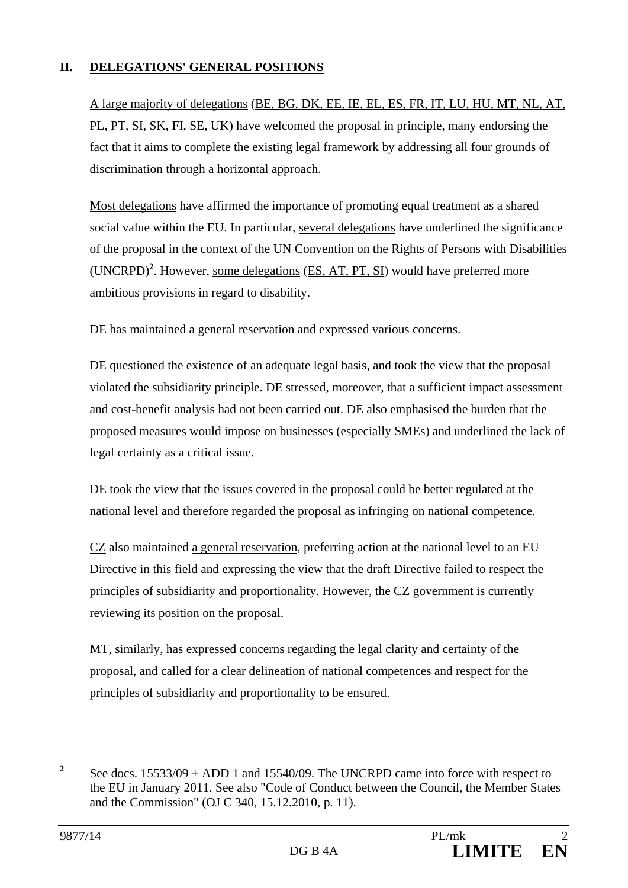## II. DELEGATIONS' GENERAL POSITIONS

A large majority of delegations (BE, BG, DK, EE, IE, EL, ES, FR, IT, LU, HU, MT, NL, AT, PL, PT, SI, SK, FI, SE, UK) have welcomed the proposal in principle, many endorsing the fact that it aims to complete the existing legal framework by addressing all four grounds of discrimination through a horizontal approach.

Most delegations have affirmed the importance of promoting equal treatment as a shared social value within the EU. In particular, several delegations have underlined the significance of the proposal in the context of the UN Convention on the Rights of Persons with Disabilities (UNCRPD)[2]. However, some delegations (ES, AT, PT, SI) would have preferred more ambitious provisions in regard to disability.

DE has maintained a general reservation and expressed various concerns.

DE questioned the existence of an adequate legal basis, and took the view that the proposal violated the subsidiarity principle. DE stressed, moreover, that a sufficient impact assessment and cost-benefit analysis had not been carried out. DE also emphasised the burden that the proposed measures would impose on businesses (especially SMEs) and underlined the lack of legal certainty as a critical issue.

DE took the view that the issues covered in the proposal could be better regulated at the national level and therefore regarded the proposal as infringing on national competence.

CZ also maintained a general reservation, preferring action at the national level to an EU Directive in this field and expressing the view that the draft Directive failed to respect the principles of subsidiarity and proportionality. However, the CZ government is currently reviewing its position on the proposal.

MT, similarly, has expressed concerns regarding the legal clarity and certainty of the proposal, and called for a clear delineation of national competences and respect for the principles of subsidiarity and proportionality to be ensured.

---

[2] See docs. 15533/09 + ADD 1 and 15540/09. The UNCRPD came into force with respect to the EU in January 2011. See also "Code of Conduct between the Council, the Member States and the Commission" (OJ C 340, 15.12.2010, p. 11).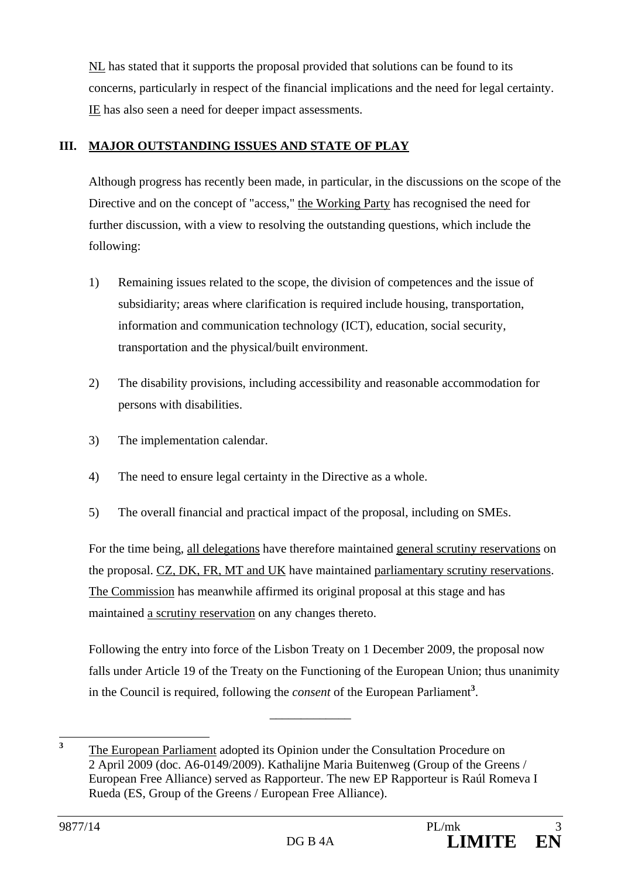NL has stated that it supports the proposal provided that solutions can be found to its concerns, particularly in respect of the financial implications and the need for legal certainty. IE has also seen a need for deeper impact assessments.

## III. MAJOR OUTSTANDING ISSUES AND STATE OF PLAY

Although progress has recently been made, in particular, in the discussions on the scope of the Directive and on the concept of "access," the Working Party has recognised the need for further discussion, with a view to resolving the outstanding questions, which include the following:

1) Remaining issues related to the scope, the division of competences and the issue of subsidiarity; areas where clarification is required include housing, transportation, information and communication technology (ICT), education, social security, transportation and the physical/built environment.

2) The disability provisions, including accessibility and reasonable accommodation for persons with disabilities.

3) The implementation calendar.

4) The need to ensure legal certainty in the Directive as a whole.

5) The overall financial and practical impact of the proposal, including on SMEs.

For the time being, all delegations have therefore maintained general scrutiny reservations on the proposal. CZ, DK, FR, MT and UK have maintained parliamentary scrutiny reservations. The Commission has meanwhile affirmed its original proposal at this stage and has maintained a scrutiny reservation on any changes thereto.

Following the entry into force of the Lisbon Treaty on 1 December 2009, the proposal now falls under Article 19 of the Treaty on the Functioning of the European Union; thus unanimity in the Council is required, following the *consent* of the European Parliament[3].

---

[3] The European Parliament adopted its Opinion under the Consultation Procedure on 2 April 2009 (doc. A6-0149/2009). Kathalijne Maria Buitenweg (Group of the Greens / European Free Alliance) served as Rapporteur. The new EP Rapporteur is Raúl Romeva I Rueda (ES, Group of the Greens / European Free Alliance).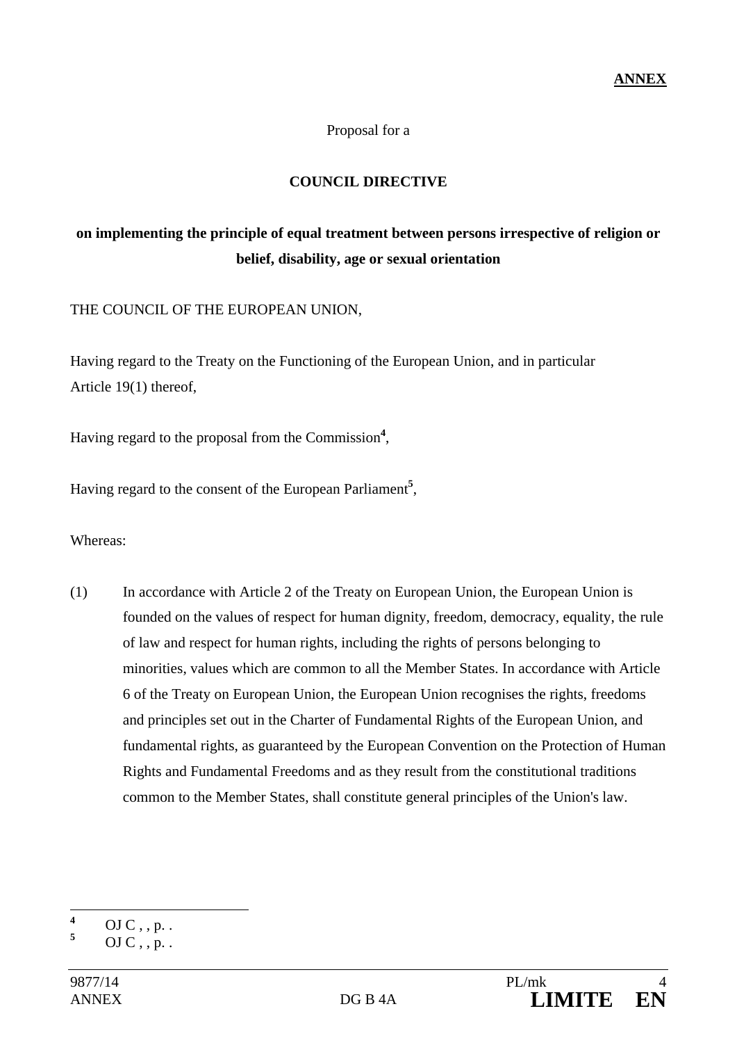**ANNEX**

Proposal for a

**COUNCIL DIRECTIVE**

**on implementing the principle of equal treatment between persons irrespective of religion or belief, disability, age or sexual orientation**

THE COUNCIL OF THE EUROPEAN UNION,

Having regard to the Treaty on the Functioning of the European Union, and in particular Article 19(1) thereof,

Having regard to the proposal from the Commission[4],

Having regard to the consent of the European Parliament[5],

Whereas:

(1) In accordance with Article 2 of the Treaty on European Union, the European Union is founded on the values of respect for human dignity, freedom, democracy, equality, the rule of law and respect for human rights, including the rights of persons belonging to minorities, values which are common to all the Member States. In accordance with Article 6 of the Treaty on European Union, the European Union recognises the rights, freedoms and principles set out in the Charter of Fundamental Rights of the European Union, and fundamental rights, as guaranteed by the European Convention on the Protection of Human Rights and Fundamental Freedoms and as they result from the constitutional traditions common to the Member States, shall constitute general principles of the Union's law.

---

[4] OJ C , , p. .

[5] OJ C , , p. .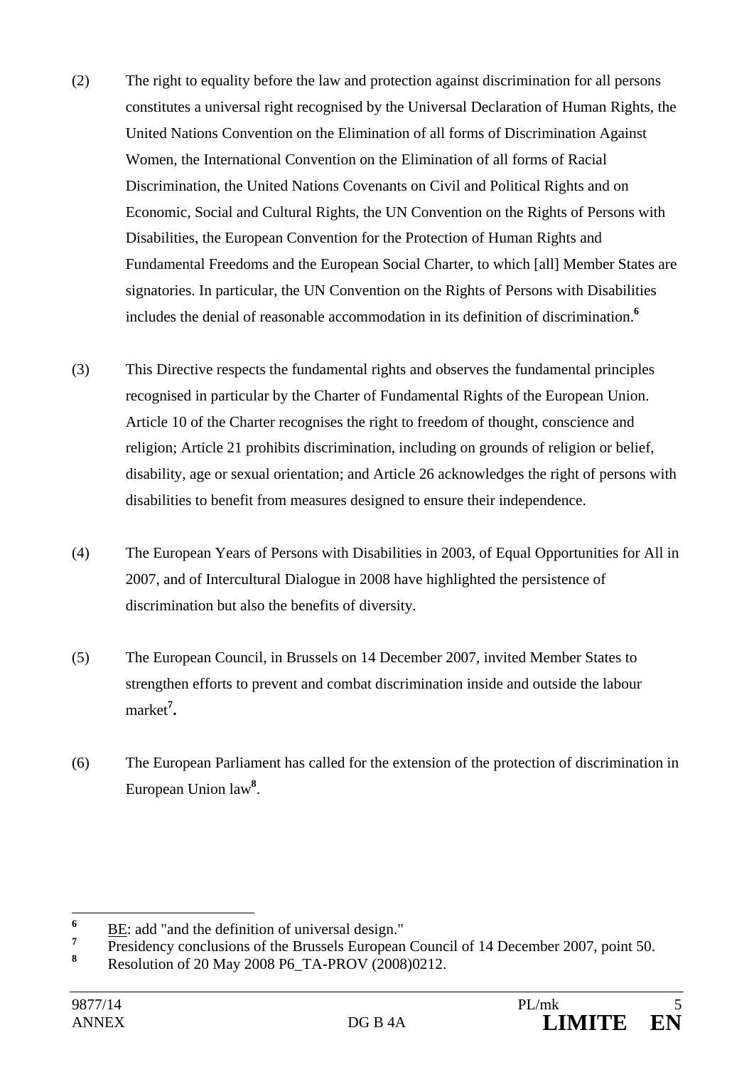(2) The right to equality before the law and protection against discrimination for all persons constitutes a universal right recognised by the Universal Declaration of Human Rights, the United Nations Convention on the Elimination of all forms of Discrimination Against Women, the International Convention on the Elimination of all forms of Racial Discrimination, the United Nations Covenants on Civil and Political Rights and on Economic, Social and Cultural Rights, the UN Convention on the Rights of Persons with Disabilities, the European Convention for the Protection of Human Rights and Fundamental Freedoms and the European Social Charter, to which [all] Member States are signatories. In particular, the UN Convention on the Rights of Persons with Disabilities includes the denial of reasonable accommodation in its definition of discrimination.[6]

(3) This Directive respects the fundamental rights and observes the fundamental principles recognised in particular by the Charter of Fundamental Rights of the European Union. Article 10 of the Charter recognises the right to freedom of thought, conscience and religion; Article 21 prohibits discrimination, including on grounds of religion or belief, disability, age or sexual orientation; and Article 26 acknowledges the right of persons with disabilities to benefit from measures designed to ensure their independence.

(4) The European Years of Persons with Disabilities in 2003, of Equal Opportunities for All in 2007, and of Intercultural Dialogue in 2008 have highlighted the persistence of discrimination but also the benefits of diversity.

(5) The European Council, in Brussels on 14 December 2007, invited Member States to strengthen efforts to prevent and combat discrimination inside and outside the labour market[7].

(6) The European Parliament has called for the extension of the protection of discrimination in European Union law[8].

---

[6] BE: add "and the definition of universal design."

[7] Presidency conclusions of the Brussels European Council of 14 December 2007, point 50.

[8] Resolution of 20 May 2008 P6_TA-PROV (2008)0212.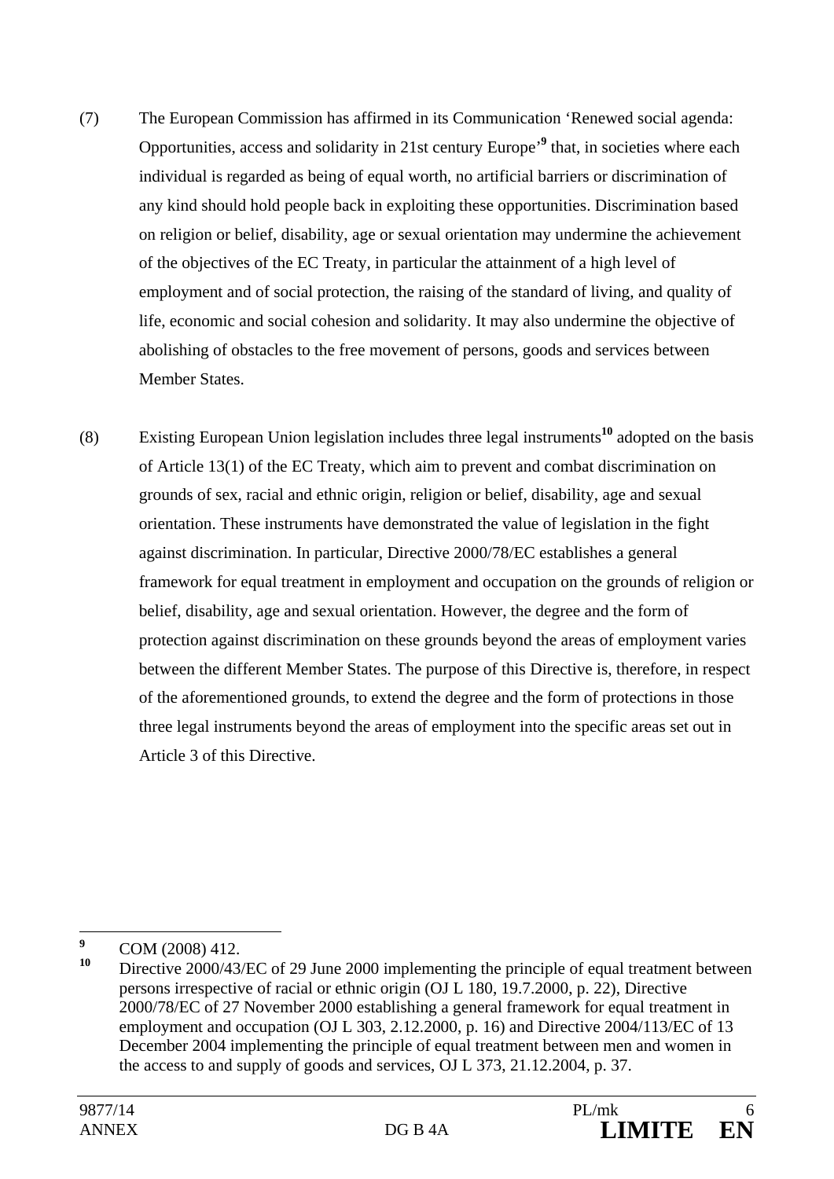(7) The European Commission has affirmed in its Communication 'Renewed social agenda: Opportunities, access and solidarity in 21st century Europe'[9] that, in societies where each individual is regarded as being of equal worth, no artificial barriers or discrimination of any kind should hold people back in exploiting these opportunities. Discrimination based on religion or belief, disability, age or sexual orientation may undermine the achievement of the objectives of the EC Treaty, in particular the attainment of a high level of employment and of social protection, the raising of the standard of living, and quality of life, economic and social cohesion and solidarity. It may also undermine the objective of abolishing of obstacles to the free movement of persons, goods and services between Member States.

(8) Existing European Union legislation includes three legal instruments[10] adopted on the basis of Article 13(1) of the EC Treaty, which aim to prevent and combat discrimination on grounds of sex, racial and ethnic origin, religion or belief, disability, age and sexual orientation. These instruments have demonstrated the value of legislation in the fight against discrimination. In particular, Directive 2000/78/EC establishes a general framework for equal treatment in employment and occupation on the grounds of religion or belief, disability, age and sexual orientation. However, the degree and the form of protection against discrimination on these grounds beyond the areas of employment varies between the different Member States. The purpose of this Directive is, therefore, in respect of the aforementioned grounds, to extend the degree and the form of protections in those three legal instruments beyond the areas of employment into the specific areas set out in Article 3 of this Directive.

---

[9] COM (2008) 412.

[10] Directive 2000/43/EC of 29 June 2000 implementing the principle of equal treatment between persons irrespective of racial or ethnic origin (OJ L 180, 19.7.2000, p. 22), Directive 2000/78/EC of 27 November 2000 establishing a general framework for equal treatment in employment and occupation (OJ L 303, 2.12.2000, p. 16) and Directive 2004/113/EC of 13 December 2004 implementing the principle of equal treatment between men and women in the access to and supply of goods and services, OJ L 373, 21.12.2004, p. 37.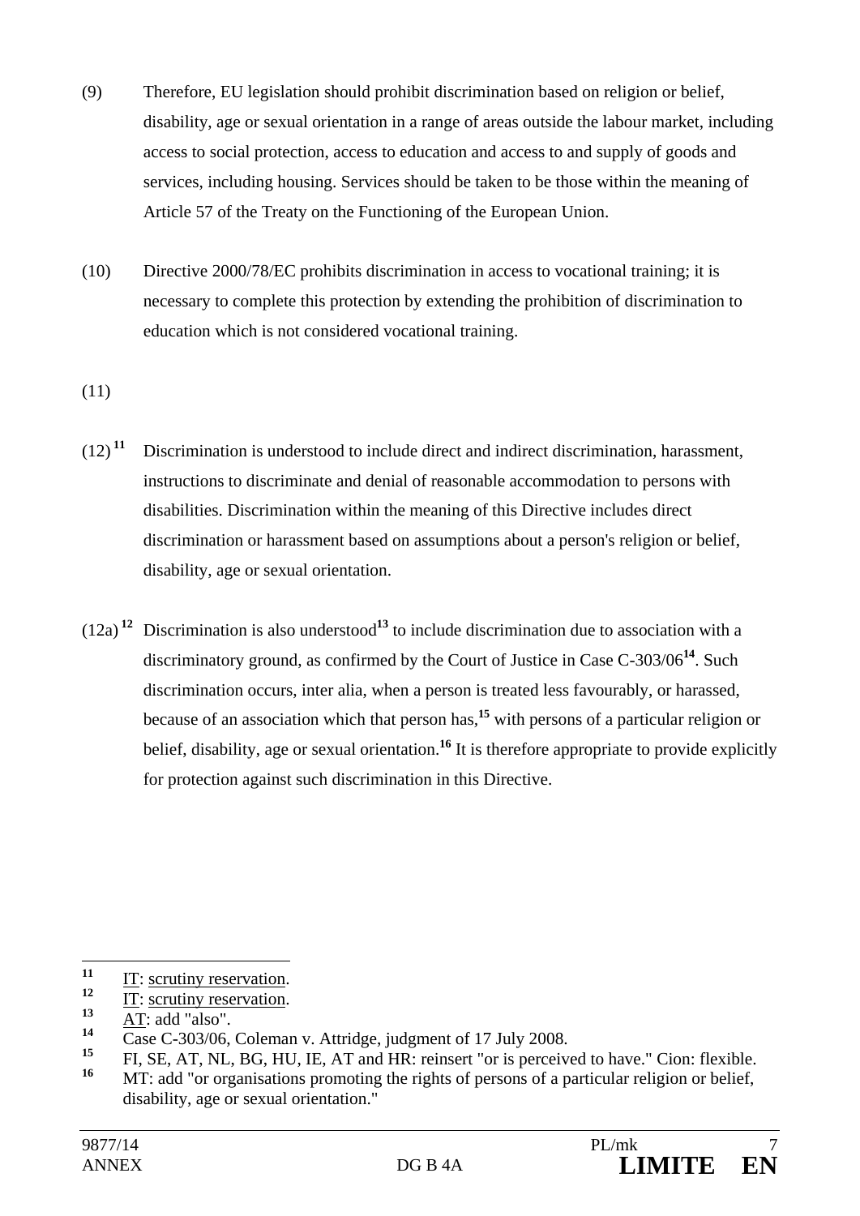(9) Therefore, EU legislation should prohibit discrimination based on religion or belief, disability, age or sexual orientation in a range of areas outside the labour market, including access to social protection, access to education and access to and supply of goods and services, including housing. Services should be taken to be those within the meaning of Article 57 of the Treaty on the Functioning of the European Union.

(10) Directive 2000/78/EC prohibits discrimination in access to vocational training; it is necessary to complete this protection by extending the prohibition of discrimination to education which is not considered vocational training.

(11)

(12)[11] Discrimination is understood to include direct and indirect discrimination, harassment, instructions to discriminate and denial of reasonable accommodation to persons with disabilities. Discrimination within the meaning of this Directive includes direct discrimination or harassment based on assumptions about a person's religion or belief, disability, age or sexual orientation.

(12a)[12] Discrimination is also understood[13] to include discrimination due to association with a discriminatory ground, as confirmed by the Court of Justice in Case C-303/06[14]. Such discrimination occurs, inter alia, when a person is treated less favourably, or harassed, because of an association which that person has,[15] with persons of a particular religion or belief, disability, age or sexual orientation.[16] It is therefore appropriate to provide explicitly for protection against such discrimination in this Directive.

---

[11] IT: scrutiny reservation.

[12] IT: scrutiny reservation.

[13] AT: add "also".

[14] Case C-303/06, Coleman v. Attridge, judgment of 17 July 2008.

[15] FI, SE, AT, NL, BG, HU, IE, AT and HR: reinsert "or is perceived to have." Cion: flexible.

[16] MT: add "or organisations promoting the rights of persons of a particular religion or belief, disability, age or sexual orientation."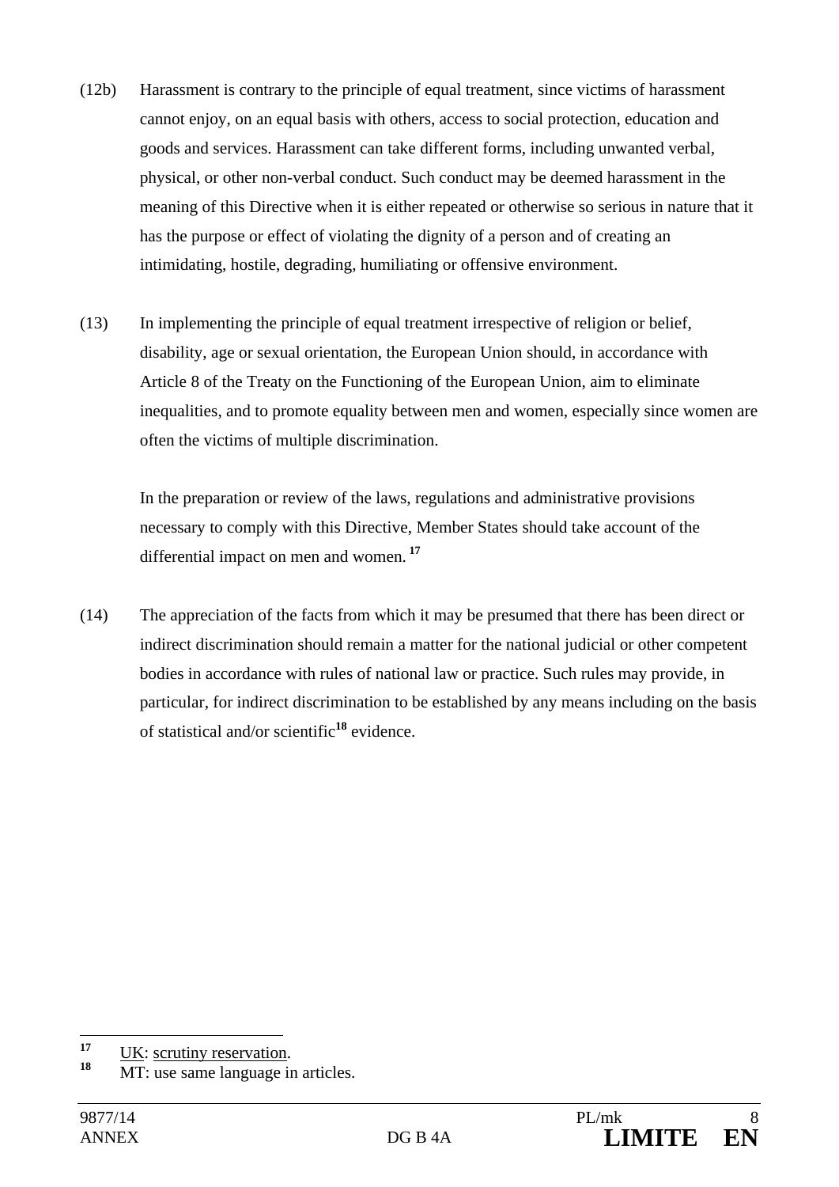(12b) Harassment is contrary to the principle of equal treatment, since victims of harassment cannot enjoy, on an equal basis with others, access to social protection, education and goods and services. Harassment can take different forms, including unwanted verbal, physical, or other non-verbal conduct. Such conduct may be deemed harassment in the meaning of this Directive when it is either repeated or otherwise so serious in nature that it has the purpose or effect of violating the dignity of a person and of creating an intimidating, hostile, degrading, humiliating or offensive environment.

(13) In implementing the principle of equal treatment irrespective of religion or belief, disability, age or sexual orientation, the European Union should, in accordance with Article 8 of the Treaty on the Functioning of the European Union, aim to eliminate inequalities, and to promote equality between men and women, especially since women are often the victims of multiple discrimination.

In the preparation or review of the laws, regulations and administrative provisions necessary to comply with this Directive, Member States should take account of the differential impact on men and women. [17]

(14) The appreciation of the facts from which it may be presumed that there has been direct or indirect discrimination should remain a matter for the national judicial or other competent bodies in accordance with rules of national law or practice. Such rules may provide, in particular, for indirect discrimination to be established by any means including on the basis of statistical and/or scientific[18] evidence.

---

[17] UK: scrutiny reservation.

[18] MT: use same language in articles.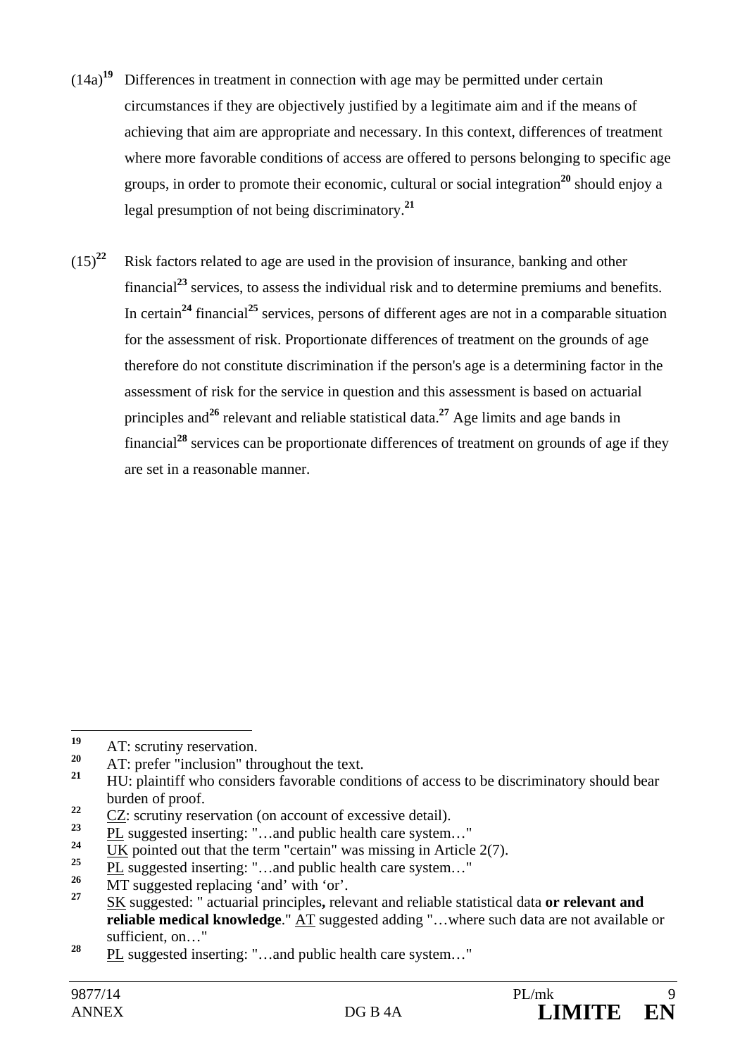(14a)[19] Differences in treatment in connection with age may be permitted under certain circumstances if they are objectively justified by a legitimate aim and if the means of achieving that aim are appropriate and necessary. In this context, differences of treatment where more favorable conditions of access are offered to persons belonging to specific age groups, in order to promote their economic, cultural or social integration[20] should enjoy a legal presumption of not being discriminatory.[21]

(15)[22] Risk factors related to age are used in the provision of insurance, banking and other financial[23] services, to assess the individual risk and to determine premiums and benefits. In certain[24] financial[25] services, persons of different ages are not in a comparable situation for the assessment of risk. Proportionate differences of treatment on the grounds of age therefore do not constitute discrimination if the person's age is a determining factor in the assessment of risk for the service in question and this assessment is based on actuarial principles and[26] relevant and reliable statistical data.[27] Age limits and age bands in financial[28] services can be proportionate differences of treatment on grounds of age if they are set in a reasonable manner.

---

[19] AT: scrutiny reservation.

[20] AT: prefer "inclusion" throughout the text.

[21] HU: plaintiff who considers favorable conditions of access to be discriminatory should bear burden of proof.

[22] CZ: scrutiny reservation (on account of excessive detail).

[23] PL suggested inserting: "…and public health care system…"

[24] UK pointed out that the term "certain" was missing in Article 2(7).

[25] PL suggested inserting: "…and public health care system…"

[26] MT suggested replacing 'and' with 'or'.

[27] SK suggested: " actuarial principles**,** relevant and reliable statistical data **or relevant and reliable medical knowledge**." AT suggested adding "…where such data are not available or sufficient, on…"

[28] PL suggested inserting: "…and public health care system…"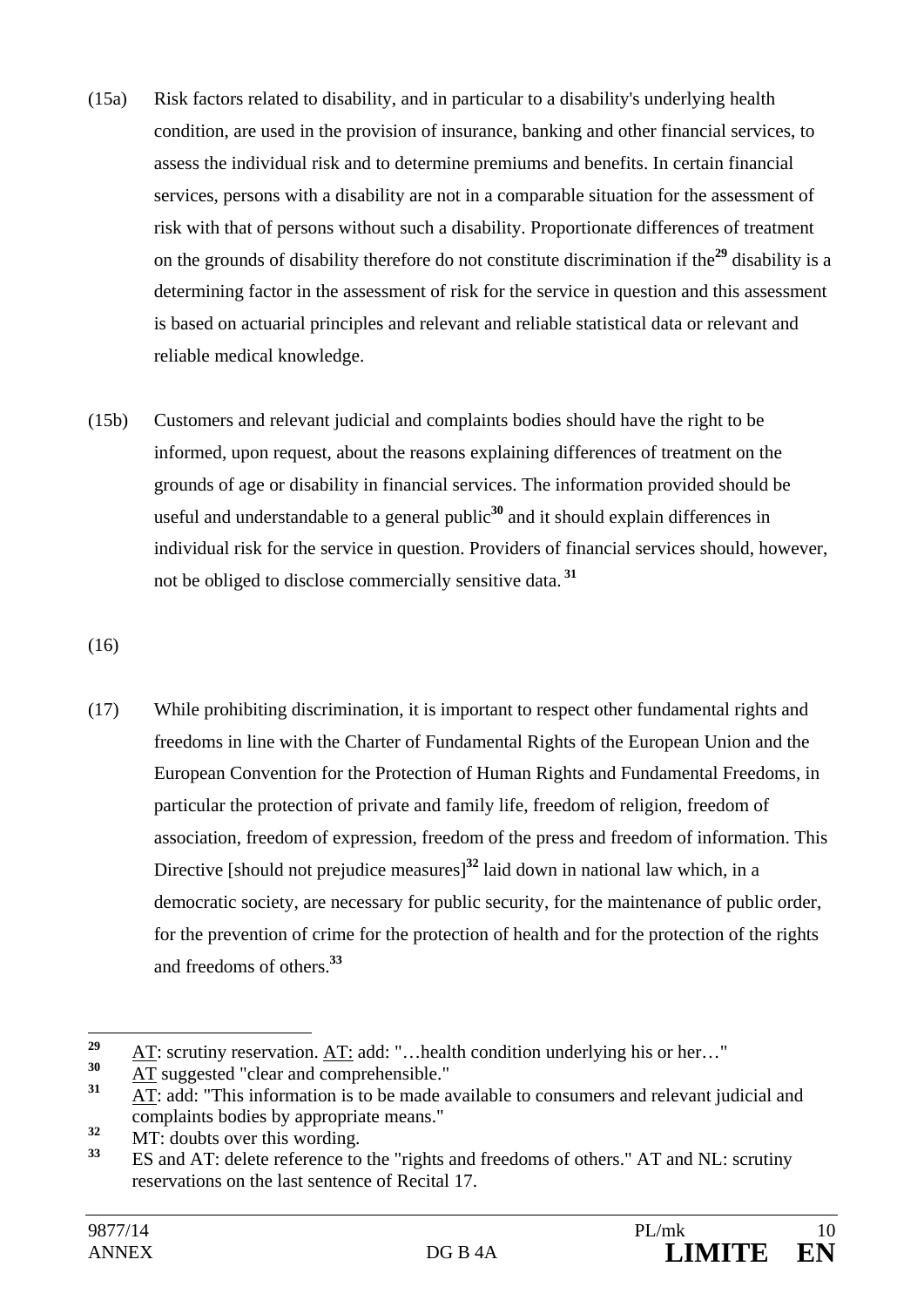(15a) Risk factors related to disability, and in particular to a disability's underlying health condition, are used in the provision of insurance, banking and other financial services, to assess the individual risk and to determine premiums and benefits. In certain financial services, persons with a disability are not in a comparable situation for the assessment of risk with that of persons without such a disability. Proportionate differences of treatment on the grounds of disability therefore do not constitute discrimination if the[29] disability is a determining factor in the assessment of risk for the service in question and this assessment is based on actuarial principles and relevant and reliable statistical data or relevant and reliable medical knowledge.

(15b) Customers and relevant judicial and complaints bodies should have the right to be informed, upon request, about the reasons explaining differences of treatment on the grounds of age or disability in financial services. The information provided should be useful and understandable to a general public[30] and it should explain differences in individual risk for the service in question. Providers of financial services should, however, not be obliged to disclose commercially sensitive data.[31]

(16)

(17) While prohibiting discrimination, it is important to respect other fundamental rights and freedoms in line with the Charter of Fundamental Rights of the European Union and the European Convention for the Protection of Human Rights and Fundamental Freedoms, in particular the protection of private and family life, freedom of religion, freedom of association, freedom of expression, freedom of the press and freedom of information. This Directive [should not prejudice measures][32] laid down in national law which, in a democratic society, are necessary for public security, for the maintenance of public order, for the prevention of crime for the protection of health and for the protection of the rights and freedoms of others.[33]

---

[29] AT: scrutiny reservation. AT: add: "…health condition underlying his or her…"

[30] AT suggested "clear and comprehensible."

[31] AT: add: "This information is to be made available to consumers and relevant judicial and complaints bodies by appropriate means."

[32] MT: doubts over this wording.

[33] ES and AT: delete reference to the "rights and freedoms of others." AT and NL: scrutiny reservations on the last sentence of Recital 17.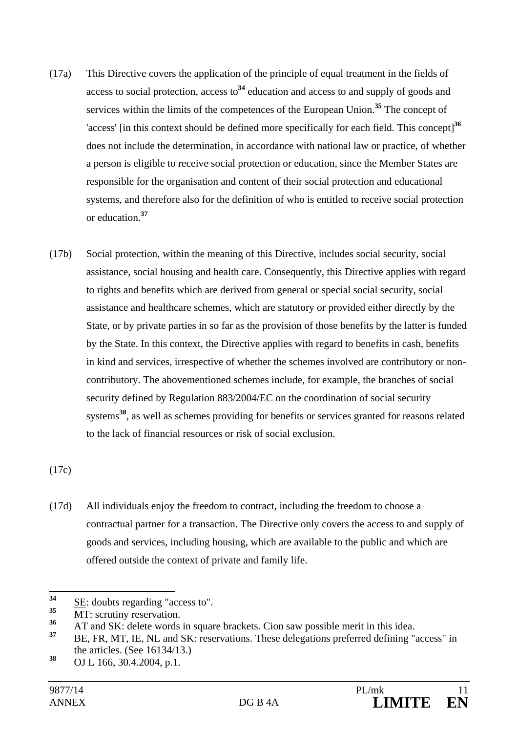(17a) This Directive covers the application of the principle of equal treatment in the fields of access to social protection, access to[34] education and access to and supply of goods and services within the limits of the competences of the European Union.[35] The concept of 'access' [in this context should be defined more specifically for each field. This concept][36] does not include the determination, in accordance with national law or practice, of whether a person is eligible to receive social protection or education, since the Member States are responsible for the organisation and content of their social protection and educational systems, and therefore also for the definition of who is entitled to receive social protection or education.[37]

(17b) Social protection, within the meaning of this Directive, includes social security, social assistance, social housing and health care. Consequently, this Directive applies with regard to rights and benefits which are derived from general or special social security, social assistance and healthcare schemes, which are statutory or provided either directly by the State, or by private parties in so far as the provision of those benefits by the latter is funded by the State. In this context, the Directive applies with regard to benefits in cash, benefits in kind and services, irrespective of whether the schemes involved are contributory or non-contributory. The abovementioned schemes include, for example, the branches of social security defined by Regulation 883/2004/EC on the coordination of social security systems[38], as well as schemes providing for benefits or services granted for reasons related to the lack of financial resources or risk of social exclusion.

(17c)

(17d) All individuals enjoy the freedom to contract, including the freedom to choose a contractual partner for a transaction. The Directive only covers the access to and supply of goods and services, including housing, which are available to the public and which are offered outside the context of private and family life.

---

[34] SE: doubts regarding "access to".

[35] MT: scrutiny reservation.

[36] AT and SK: delete words in square brackets. Cion saw possible merit in this idea.

[37] BE, FR, MT, IE, NL and SK: reservations. These delegations preferred defining "access" in the articles. (See 16134/13.)

[38] OJ L 166, 30.4.2004, p.1.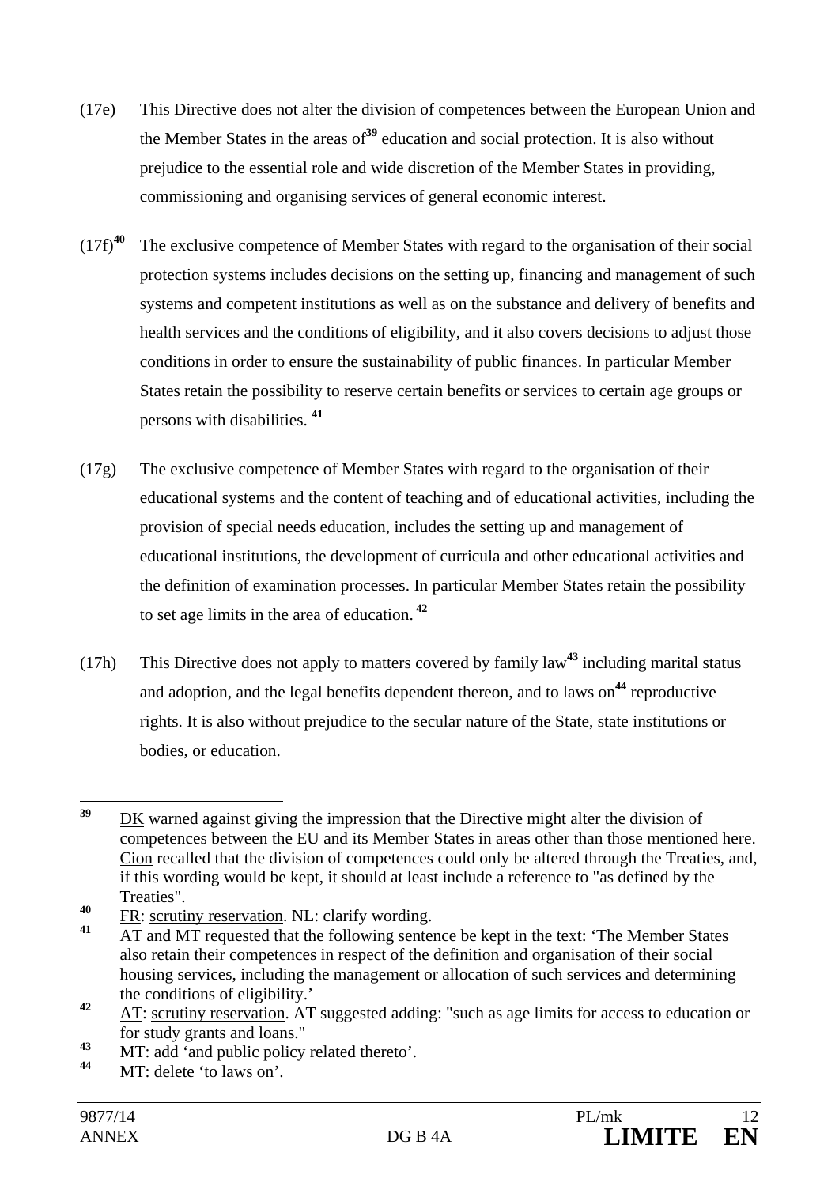(17e) This Directive does not alter the division of competences between the European Union and the Member States in the areas of[39] education and social protection. It is also without prejudice to the essential role and wide discretion of the Member States in providing, commissioning and organising services of general economic interest.

(17f)[40] The exclusive competence of Member States with regard to the organisation of their social protection systems includes decisions on the setting up, financing and management of such systems and competent institutions as well as on the substance and delivery of benefits and health services and the conditions of eligibility, and it also covers decisions to adjust those conditions in order to ensure the sustainability of public finances. In particular Member States retain the possibility to reserve certain benefits or services to certain age groups or persons with disabilities. [41]

(17g) The exclusive competence of Member States with regard to the organisation of their educational systems and the content of teaching and of educational activities, including the provision of special needs education, includes the setting up and management of educational institutions, the development of curricula and other educational activities and the definition of examination processes. In particular Member States retain the possibility to set age limits in the area of education. [42]

(17h) This Directive does not apply to matters covered by family law[43] including marital status and adoption, and the legal benefits dependent thereon, and to laws on[44] reproductive rights. It is also without prejudice to the secular nature of the State, state institutions or bodies, or education.

---

[39] DK warned against giving the impression that the Directive might alter the division of competences between the EU and its Member States in areas other than those mentioned here. Cion recalled that the division of competences could only be altered through the Treaties, and, if this wording would be kept, it should at least include a reference to "as defined by the Treaties".

[40] FR: scrutiny reservation. NL: clarify wording.

[41] AT and MT requested that the following sentence be kept in the text: 'The Member States also retain their competences in respect of the definition and organisation of their social housing services, including the management or allocation of such services and determining the conditions of eligibility.'

[42] AT: scrutiny reservation. AT suggested adding: "such as age limits for access to education or for study grants and loans."

[43] MT: add 'and public policy related thereto'.

[44] MT: delete 'to laws on'.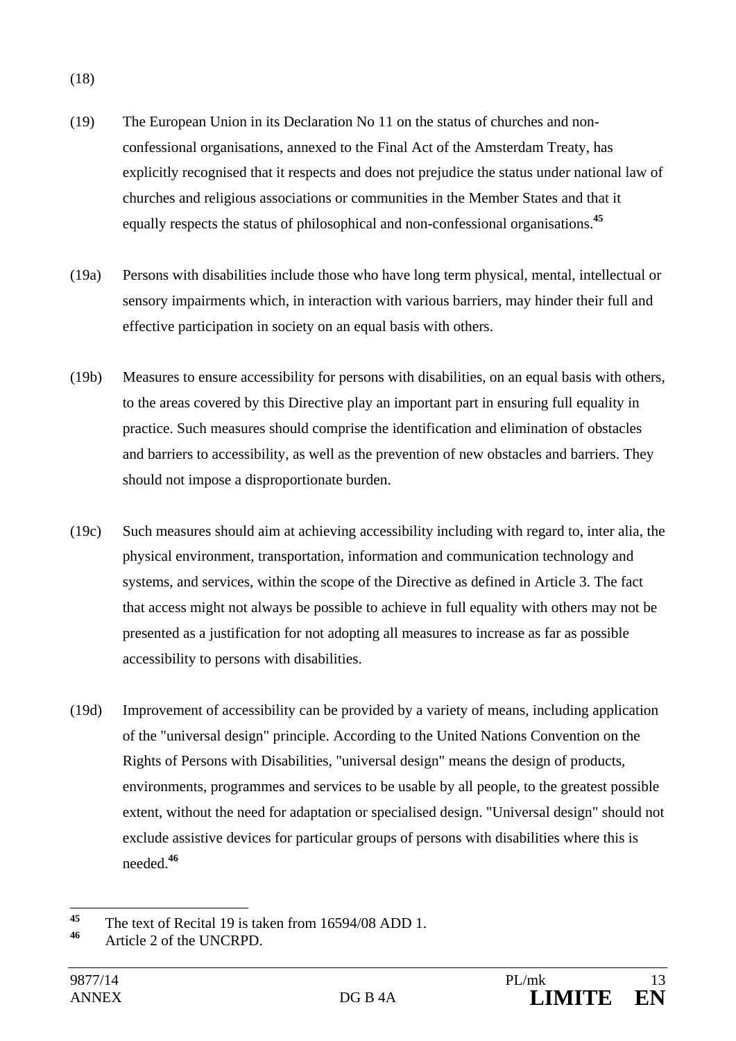(18)

(19) The European Union in its Declaration No 11 on the status of churches and non-confessional organisations, annexed to the Final Act of the Amsterdam Treaty, has explicitly recognised that it respects and does not prejudice the status under national law of churches and religious associations or communities in the Member States and that it equally respects the status of philosophical and non-confessional organisations.[45]

(19a) Persons with disabilities include those who have long term physical, mental, intellectual or sensory impairments which, in interaction with various barriers, may hinder their full and effective participation in society on an equal basis with others.

(19b) Measures to ensure accessibility for persons with disabilities, on an equal basis with others, to the areas covered by this Directive play an important part in ensuring full equality in practice. Such measures should comprise the identification and elimination of obstacles and barriers to accessibility, as well as the prevention of new obstacles and barriers. They should not impose a disproportionate burden.

(19c) Such measures should aim at achieving accessibility including with regard to, inter alia, the physical environment, transportation, information and communication technology and systems, and services, within the scope of the Directive as defined in Article 3. The fact that access might not always be possible to achieve in full equality with others may not be presented as a justification for not adopting all measures to increase as far as possible accessibility to persons with disabilities.

(19d) Improvement of accessibility can be provided by a variety of means, including application of the "universal design" principle. According to the United Nations Convention on the Rights of Persons with Disabilities, "universal design" means the design of products, environments, programmes and services to be usable by all people, to the greatest possible extent, without the need for adaptation or specialised design. "Universal design" should not exclude assistive devices for particular groups of persons with disabilities where this is needed.[46]

---

[45] The text of Recital 19 is taken from 16594/08 ADD 1.

[46] Article 2 of the UNCRPD.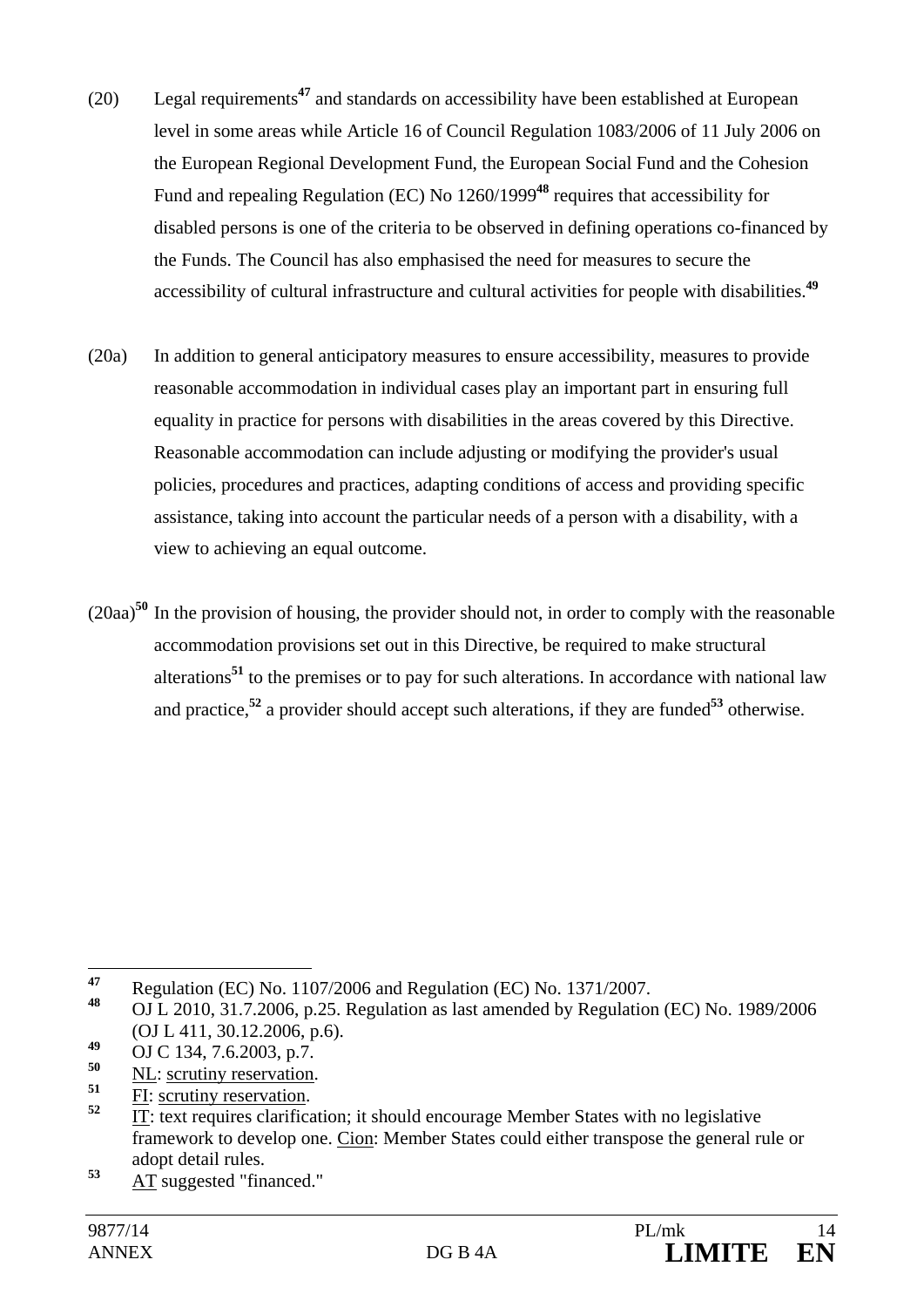(20) Legal requirements[47] and standards on accessibility have been established at European level in some areas while Article 16 of Council Regulation 1083/2006 of 11 July 2006 on the European Regional Development Fund, the European Social Fund and the Cohesion Fund and repealing Regulation (EC) No 1260/1999[48] requires that accessibility for disabled persons is one of the criteria to be observed in defining operations co-financed by the Funds. The Council has also emphasised the need for measures to secure the accessibility of cultural infrastructure and cultural activities for people with disabilities.[49]

(20a) In addition to general anticipatory measures to ensure accessibility, measures to provide reasonable accommodation in individual cases play an important part in ensuring full equality in practice for persons with disabilities in the areas covered by this Directive. Reasonable accommodation can include adjusting or modifying the provider's usual policies, procedures and practices, adapting conditions of access and providing specific assistance, taking into account the particular needs of a person with a disability, with a view to achieving an equal outcome.

(20aa)[50] In the provision of housing, the provider should not, in order to comply with the reasonable accommodation provisions set out in this Directive, be required to make structural alterations[51] to the premises or to pay for such alterations. In accordance with national law and practice,[52] a provider should accept such alterations, if they are funded[53] otherwise.

---

[47] Regulation (EC) No. 1107/2006 and Regulation (EC) No. 1371/2007.

[48] OJ L 2010, 31.7.2006, p.25. Regulation as last amended by Regulation (EC) No. 1989/2006 (OJ L 411, 30.12.2006, p.6).

[49] OJ C 134, 7.6.2003, p.7.

[50] NL: scrutiny reservation.

[51] FI: scrutiny reservation.

[52] IT: text requires clarification; it should encourage Member States with no legislative framework to develop one. Cion: Member States could either transpose the general rule or adopt detail rules.

[53] AT suggested "financed."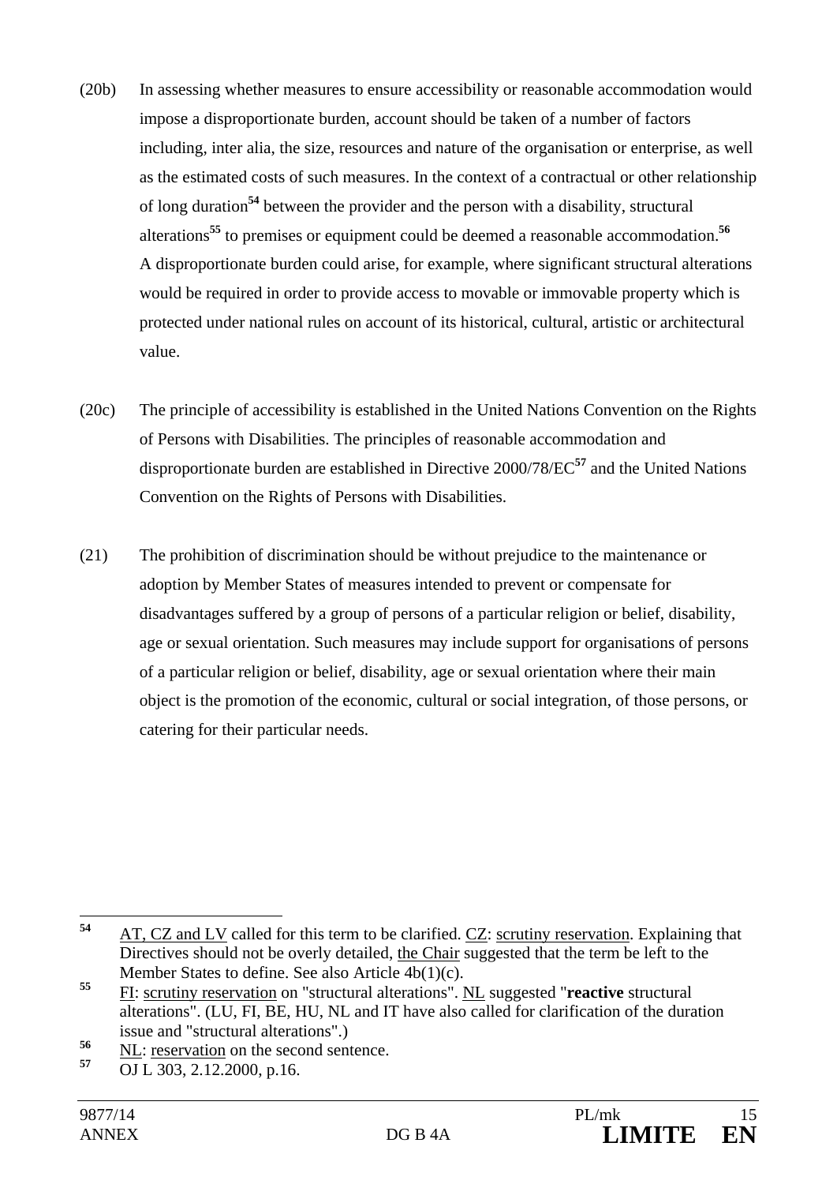(20b) In assessing whether measures to ensure accessibility or reasonable accommodation would impose a disproportionate burden, account should be taken of a number of factors including, inter alia, the size, resources and nature of the organisation or enterprise, as well as the estimated costs of such measures. In the context of a contractual or other relationship of long duration[54] between the provider and the person with a disability, structural alterations[55] to premises or equipment could be deemed a reasonable accommodation.[56] A disproportionate burden could arise, for example, where significant structural alterations would be required in order to provide access to movable or immovable property which is protected under national rules on account of its historical, cultural, artistic or architectural value.

(20c) The principle of accessibility is established in the United Nations Convention on the Rights of Persons with Disabilities. The principles of reasonable accommodation and disproportionate burden are established in Directive 2000/78/EC[57] and the United Nations Convention on the Rights of Persons with Disabilities.

(21) The prohibition of discrimination should be without prejudice to the maintenance or adoption by Member States of measures intended to prevent or compensate for disadvantages suffered by a group of persons of a particular religion or belief, disability, age or sexual orientation. Such measures may include support for organisations of persons of a particular religion or belief, disability, age or sexual orientation where their main object is the promotion of the economic, cultural or social integration, of those persons, or catering for their particular needs.

---

[54] AT, CZ and LV called for this term to be clarified. CZ: scrutiny reservation. Explaining that Directives should not be overly detailed, the Chair suggested that the term be left to the Member States to define. See also Article 4b(1)(c).

[55] FI: scrutiny reservation on "structural alterations". NL suggested "**reactive** structural alterations". (LU, FI, BE, HU, NL and IT have also called for clarification of the duration issue and "structural alterations".)

[56] NL: reservation on the second sentence.

[57] OJ L 303, 2.12.2000, p.16.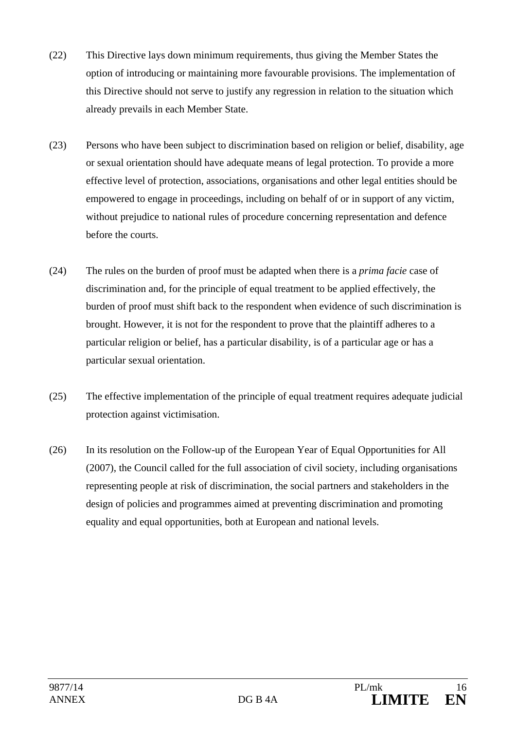(22) This Directive lays down minimum requirements, thus giving the Member States the option of introducing or maintaining more favourable provisions. The implementation of this Directive should not serve to justify any regression in relation to the situation which already prevails in each Member State.

(23) Persons who have been subject to discrimination based on religion or belief, disability, age or sexual orientation should have adequate means of legal protection. To provide a more effective level of protection, associations, organisations and other legal entities should be empowered to engage in proceedings, including on behalf of or in support of any victim, without prejudice to national rules of procedure concerning representation and defence before the courts.

(24) The rules on the burden of proof must be adapted when there is a *prima facie* case of discrimination and, for the principle of equal treatment to be applied effectively, the burden of proof must shift back to the respondent when evidence of such discrimination is brought. However, it is not for the respondent to prove that the plaintiff adheres to a particular religion or belief, has a particular disability, is of a particular age or has a particular sexual orientation.

(25) The effective implementation of the principle of equal treatment requires adequate judicial protection against victimisation.

(26) In its resolution on the Follow-up of the European Year of Equal Opportunities for All (2007), the Council called for the full association of civil society, including organisations representing people at risk of discrimination, the social partners and stakeholders in the design of policies and programmes aimed at preventing discrimination and promoting equality and equal opportunities, both at European and national levels.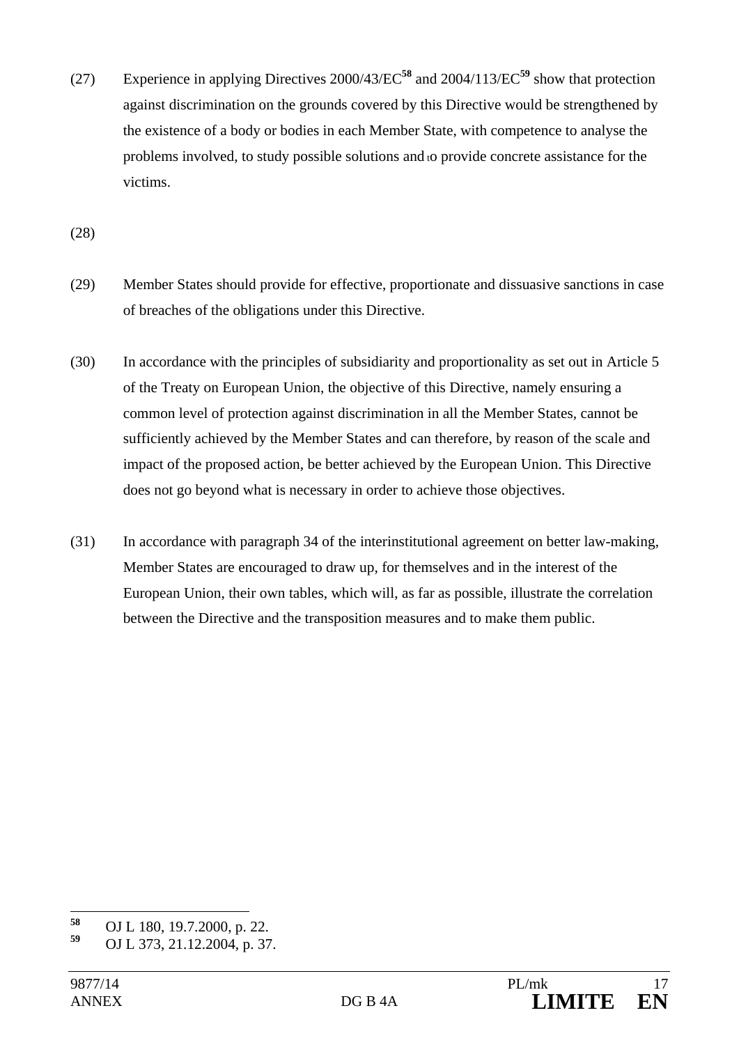(27) Experience in applying Directives 2000/43/EC[58] and 2004/113/EC[59] show that protection against discrimination on the grounds covered by this Directive would be strengthened by the existence of a body or bodies in each Member State, with competence to analyse the problems involved, to study possible solutions and to provide concrete assistance for the victims.

(28)

(29) Member States should provide for effective, proportionate and dissuasive sanctions in case of breaches of the obligations under this Directive.

(30) In accordance with the principles of subsidiarity and proportionality as set out in Article 5 of the Treaty on European Union, the objective of this Directive, namely ensuring a common level of protection against discrimination in all the Member States, cannot be sufficiently achieved by the Member States and can therefore, by reason of the scale and impact of the proposed action, be better achieved by the European Union. This Directive does not go beyond what is necessary in order to achieve those objectives.

(31) In accordance with paragraph 34 of the interinstitutional agreement on better law-making, Member States are encouraged to draw up, for themselves and in the interest of the European Union, their own tables, which will, as far as possible, illustrate the correlation between the Directive and the transposition measures and to make them public.

---

[58] OJ L 180, 19.7.2000, p. 22.

[59] OJ L 373, 21.12.2004, p. 37.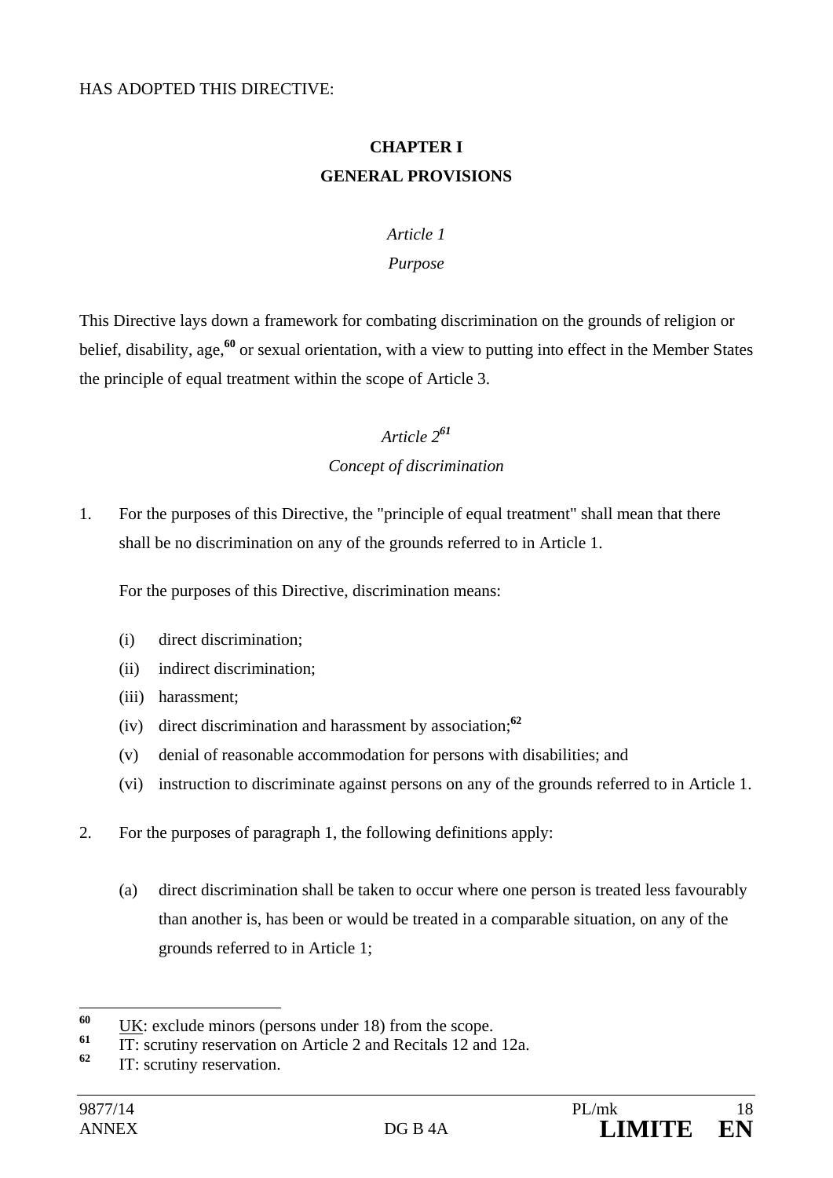HAS ADOPTED THIS DIRECTIVE:

## CHAPTER I
## GENERAL PROVISIONS

*Article 1*

*Purpose*

This Directive lays down a framework for combating discrimination on the grounds of religion or belief, disability, age,[60] or sexual orientation, with a view to putting into effect in the Member States the principle of equal treatment within the scope of Article 3.

*Article 2*[61]

*Concept of discrimination*

1. For the purposes of this Directive, the "principle of equal treatment" shall mean that there shall be no discrimination on any of the grounds referred to in Article 1.

   For the purposes of this Directive, discrimination means:

   (i) direct discrimination;

   (ii) indirect discrimination;

   (iii) harassment;

   (iv) direct discrimination and harassment by association;[62]

   (v) denial of reasonable accommodation for persons with disabilities; and

   (vi) instruction to discriminate against persons on any of the grounds referred to in Article 1.

2. For the purposes of paragraph 1, the following definitions apply:

   (a) direct discrimination shall be taken to occur where one person is treated less favourably than another is, has been or would be treated in a comparable situation, on any of the grounds referred to in Article 1;

---

[60] UK: exclude minors (persons under 18) from the scope.

[61] IT: scrutiny reservation on Article 2 and Recitals 12 and 12a.

[62] IT: scrutiny reservation.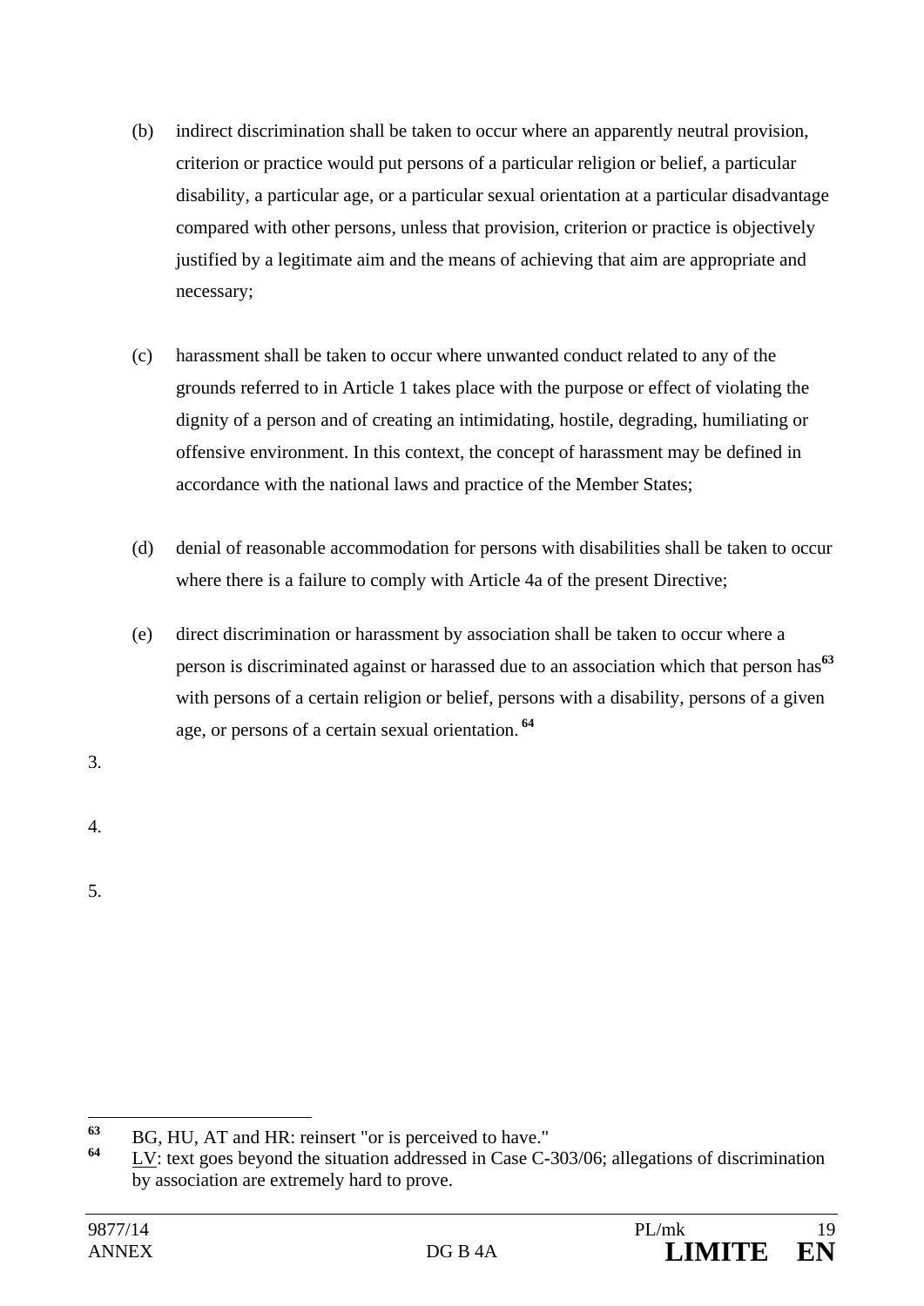(b) indirect discrimination shall be taken to occur where an apparently neutral provision, criterion or practice would put persons of a particular religion or belief, a particular disability, a particular age, or a particular sexual orientation at a particular disadvantage compared with other persons, unless that provision, criterion or practice is objectively justified by a legitimate aim and the means of achieving that aim are appropriate and necessary;

(c) harassment shall be taken to occur where unwanted conduct related to any of the grounds referred to in Article 1 takes place with the purpose or effect of violating the dignity of a person and of creating an intimidating, hostile, degrading, humiliating or offensive environment. In this context, the concept of harassment may be defined in accordance with the national laws and practice of the Member States;

(d) denial of reasonable accommodation for persons with disabilities shall be taken to occur where there is a failure to comply with Article 4a of the present Directive;

(e) direct discrimination or harassment by association shall be taken to occur where a person is discriminated against or harassed due to an association which that person has[63] with persons of a certain religion or belief, persons with a disability, persons of a given age, or persons of a certain sexual orientation. [64]

3.

4.

5.

---

[63] BG, HU, AT and HR: reinsert "or is perceived to have."

[64] LV: text goes beyond the situation addressed in Case C-303/06; allegations of discrimination by association are extremely hard to prove.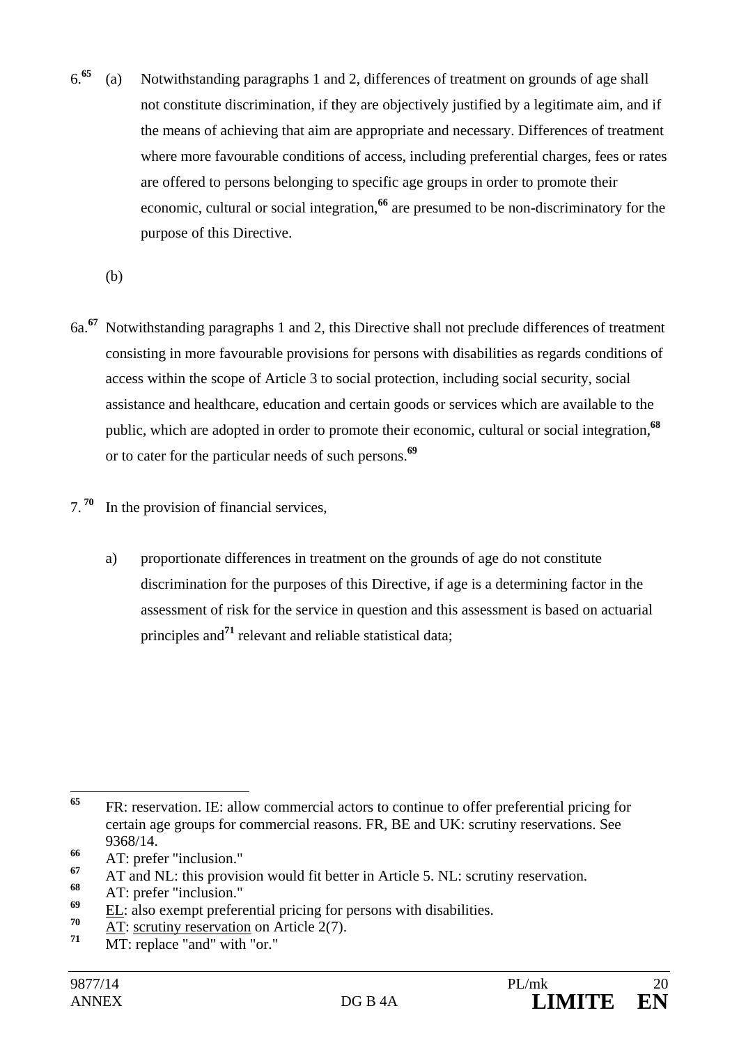6.[65] (a) Notwithstanding paragraphs 1 and 2, differences of treatment on grounds of age shall not constitute discrimination, if they are objectively justified by a legitimate aim, and if the means of achieving that aim are appropriate and necessary. Differences of treatment where more favourable conditions of access, including preferential charges, fees or rates are offered to persons belonging to specific age groups in order to promote their economic, cultural or social integration,[66] are presumed to be non-discriminatory for the purpose of this Directive.

(b)

6a.[67] Notwithstanding paragraphs 1 and 2, this Directive shall not preclude differences of treatment consisting in more favourable provisions for persons with disabilities as regards conditions of access within the scope of Article 3 to social protection, including social security, social assistance and healthcare, education and certain goods or services which are available to the public, which are adopted in order to promote their economic, cultural or social integration,[68] or to cater for the particular needs of such persons.[69]

7.[70] In the provision of financial services,

a) proportionate differences in treatment on the grounds of age do not constitute discrimination for the purposes of this Directive, if age is a determining factor in the assessment of risk for the service in question and this assessment is based on actuarial principles and[71] relevant and reliable statistical data;

---

[65] FR: reservation. IE: allow commercial actors to continue to offer preferential pricing for certain age groups for commercial reasons. FR, BE and UK: scrutiny reservations. See 9368/14.

[66] AT: prefer "inclusion."

[67] AT and NL: this provision would fit better in Article 5. NL: scrutiny reservation.

[68] AT: prefer "inclusion."

[69] EL: also exempt preferential pricing for persons with disabilities.

[70] AT: scrutiny reservation on Article 2(7).

[71] MT: replace "and" with "or."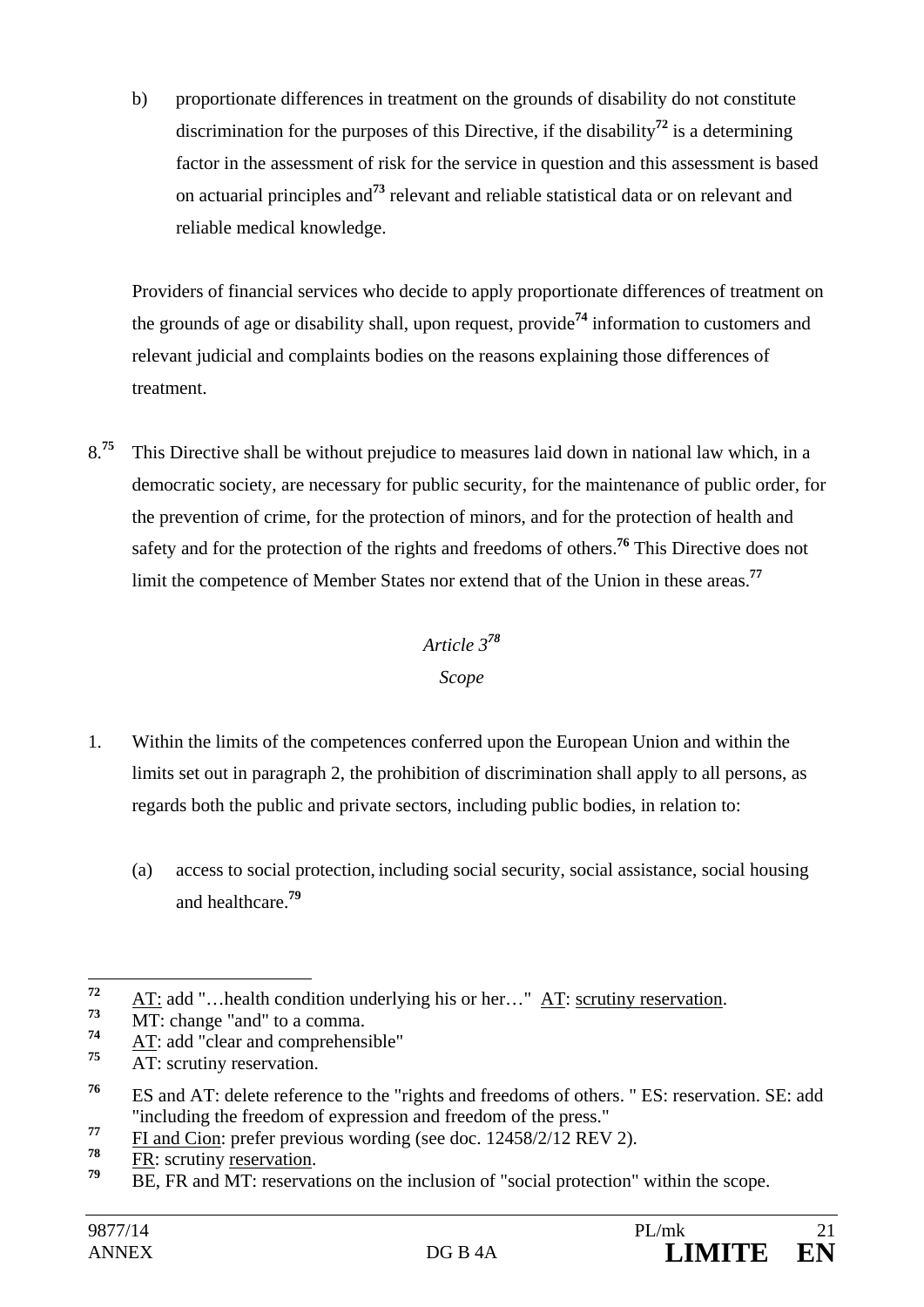b) proportionate differences in treatment on the grounds of disability do not constitute discrimination for the purposes of this Directive, if the disability[72] is a determining factor in the assessment of risk for the service in question and this assessment is based on actuarial principles and[73] relevant and reliable statistical data or on relevant and reliable medical knowledge.

Providers of financial services who decide to apply proportionate differences of treatment on the grounds of age or disability shall, upon request, provide[74] information to customers and relevant judicial and complaints bodies on the reasons explaining those differences of treatment.

8.[75] This Directive shall be without prejudice to measures laid down in national law which, in a democratic society, are necessary for public security, for the maintenance of public order, for the prevention of crime, for the protection of minors, and for the protection of health and safety and for the protection of the rights and freedoms of others.[76] This Directive does not limit the competence of Member States nor extend that of the Union in these areas.[77]

*Article 3[78]*

*Scope*

1. Within the limits of the competences conferred upon the European Union and within the limits set out in paragraph 2, the prohibition of discrimination shall apply to all persons, as regards both the public and private sectors, including public bodies, in relation to:

 (a) access to social protection, including social security, social assistance, social housing and healthcare.[79]

---

[72] AT: add "…health condition underlying his or her…" AT: scrutiny reservation.

[73] MT: change "and" to a comma.

[74] AT: add "clear and comprehensible"

[75] AT: scrutiny reservation.

[76] ES and AT: delete reference to the "rights and freedoms of others. " ES: reservation. SE: add "including the freedom of expression and freedom of the press."

[77] FI and Cion: prefer previous wording (see doc. 12458/2/12 REV 2).

[78] FR: scrutiny reservation.

[79] BE, FR and MT: reservations on the inclusion of "social protection" within the scope.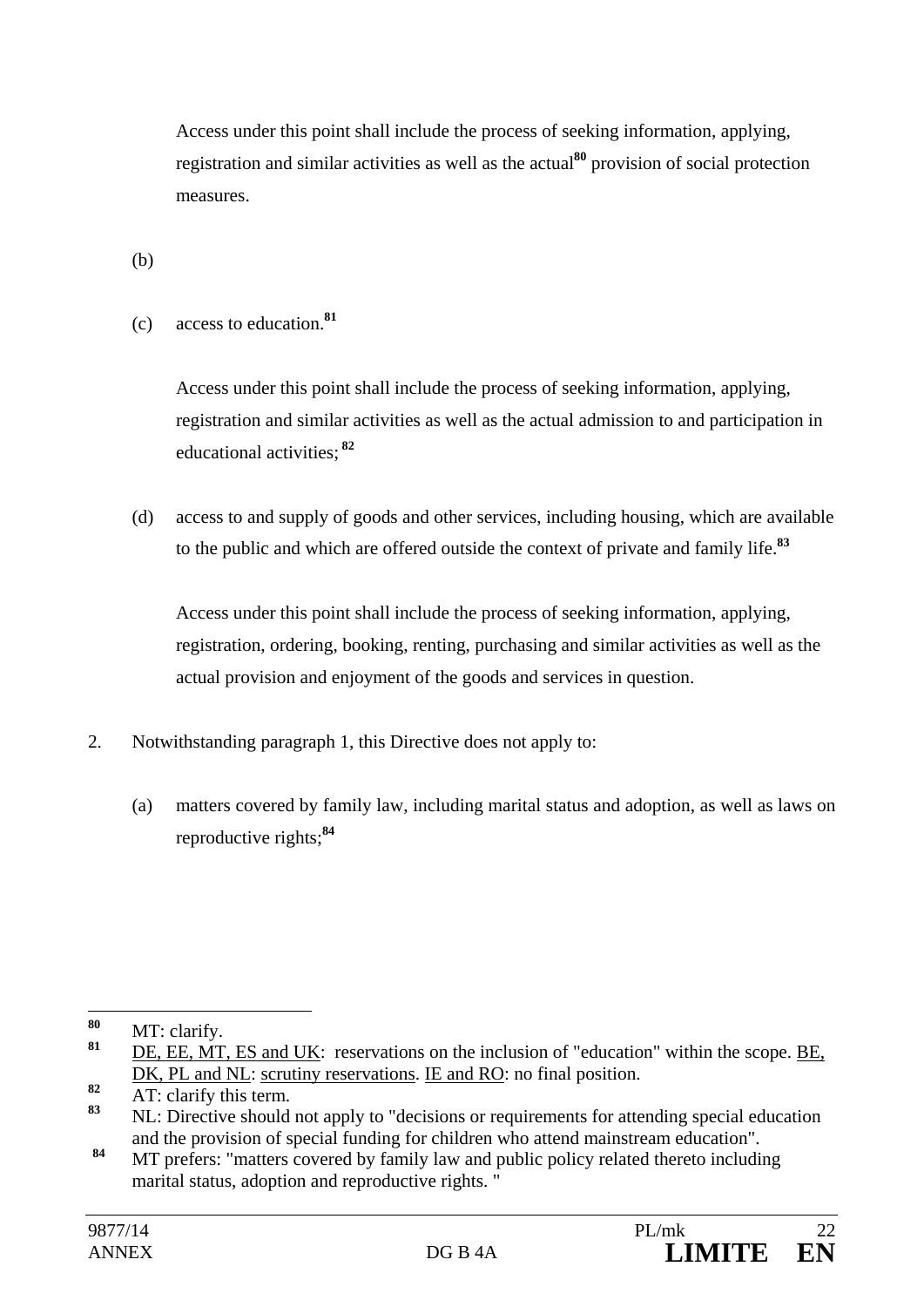Access under this point shall include the process of seeking information, applying, registration and similar activities as well as the actual[80] provision of social protection measures.

(b)

(c) access to education.[81]

Access under this point shall include the process of seeking information, applying, registration and similar activities as well as the actual admission to and participation in educational activities; [82]

(d) access to and supply of goods and other services, including housing, which are available to the public and which are offered outside the context of private and family life.[83]

Access under this point shall include the process of seeking information, applying, registration, ordering, booking, renting, purchasing and similar activities as well as the actual provision and enjoyment of the goods and services in question.

2. Notwithstanding paragraph 1, this Directive does not apply to:

(a) matters covered by family law, including marital status and adoption, as well as laws on reproductive rights;[84]

---

[80] MT: clarify.

[81] DE, EE, MT, ES and UK: reservations on the inclusion of "education" within the scope. BE, DK, PL and NL: scrutiny reservations. IE and RO: no final position.

[82] AT: clarify this term.

[83] NL: Directive should not apply to "decisions or requirements for attending special education and the provision of special funding for children who attend mainstream education".

[84] MT prefers: "matters covered by family law and public policy related thereto including marital status, adoption and reproductive rights. "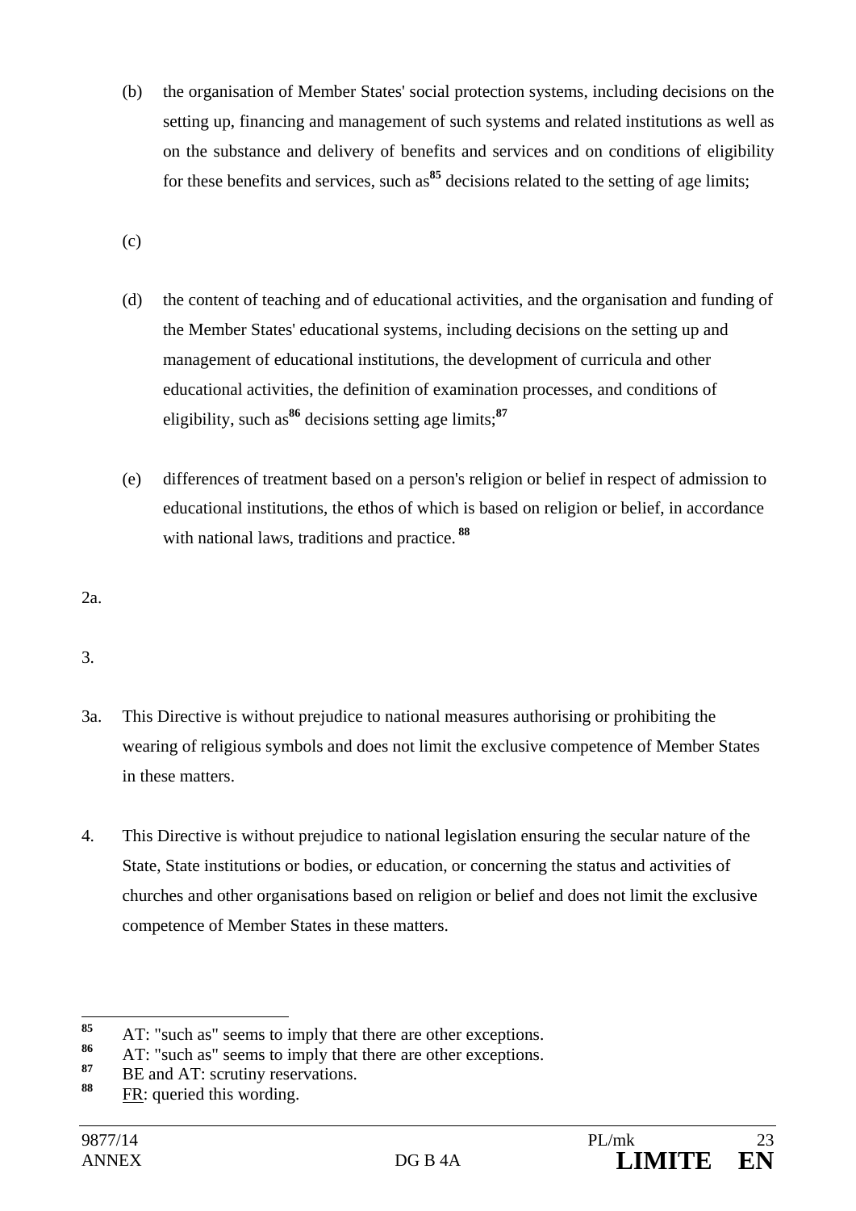(b) the organisation of Member States' social protection systems, including decisions on the setting up, financing and management of such systems and related institutions as well as on the substance and delivery of benefits and services and on conditions of eligibility for these benefits and services, such as[85] decisions related to the setting of age limits;

(c)

(d) the content of teaching and of educational activities, and the organisation and funding of the Member States' educational systems, including decisions on the setting up and management of educational institutions, the development of curricula and other educational activities, the definition of examination processes, and conditions of eligibility, such as[86] decisions setting age limits;[87]

(e) differences of treatment based on a person's religion or belief in respect of admission to educational institutions, the ethos of which is based on religion or belief, in accordance with national laws, traditions and practice.[88]

2a.

3.

3a. This Directive is without prejudice to national measures authorising or prohibiting the wearing of religious symbols and does not limit the exclusive competence of Member States in these matters.

4. This Directive is without prejudice to national legislation ensuring the secular nature of the State, State institutions or bodies, or education, or concerning the status and activities of churches and other organisations based on religion or belief and does not limit the exclusive competence of Member States in these matters.

---

[85] AT: "such as" seems to imply that there are other exceptions.

[86] AT: "such as" seems to imply that there are other exceptions.

[87] BE and AT: scrutiny reservations.

[88] FR: queried this wording.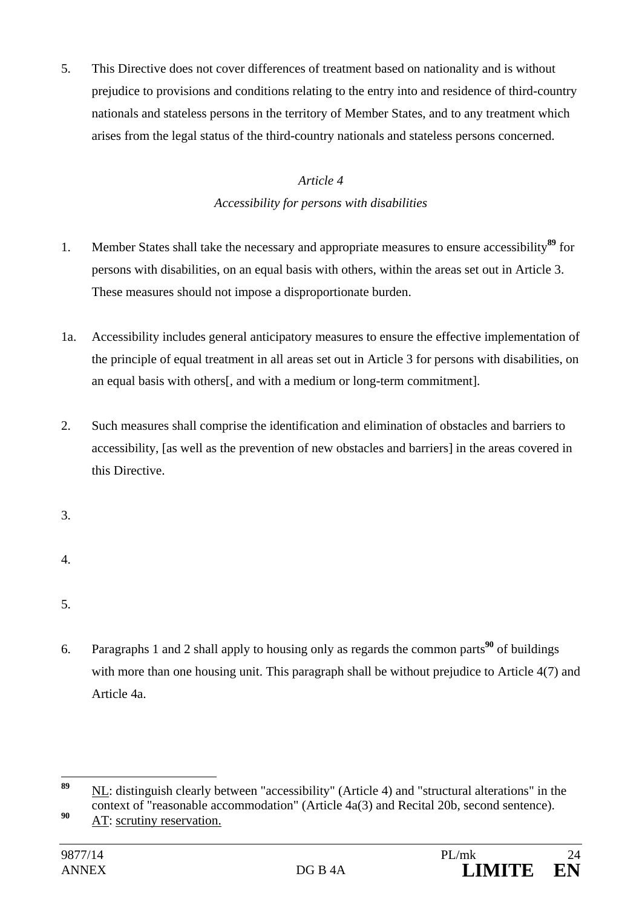5. This Directive does not cover differences of treatment based on nationality and is without prejudice to provisions and conditions relating to the entry into and residence of third-country nationals and stateless persons in the territory of Member States, and to any treatment which arises from the legal status of the third-country nationals and stateless persons concerned.

*Article 4*

*Accessibility for persons with disabilities*

1. Member States shall take the necessary and appropriate measures to ensure accessibility[89] for persons with disabilities, on an equal basis with others, within the areas set out in Article 3. These measures should not impose a disproportionate burden.

1a. Accessibility includes general anticipatory measures to ensure the effective implementation of the principle of equal treatment in all areas set out in Article 3 for persons with disabilities, on an equal basis with others[, and with a medium or long-term commitment].

2. Such measures shall comprise the identification and elimination of obstacles and barriers to accessibility, [as well as the prevention of new obstacles and barriers] in the areas covered in this Directive.

3.

4.

5.

6. Paragraphs 1 and 2 shall apply to housing only as regards the common parts[90] of buildings with more than one housing unit. This paragraph shall be without prejudice to Article 4(7) and Article 4a.

---

[89] NL: distinguish clearly between "accessibility" (Article 4) and "structural alterations" in the context of "reasonable accommodation" (Article 4a(3) and Recital 20b, second sentence).

[90] AT: scrutiny reservation.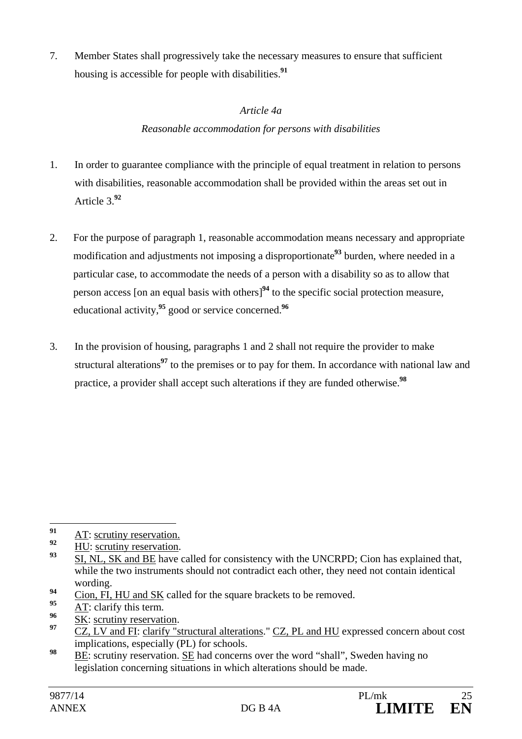7. Member States shall progressively take the necessary measures to ensure that sufficient housing is accessible for people with disabilities.[91]

*Article 4a*

*Reasonable accommodation for persons with disabilities*

1. In order to guarantee compliance with the principle of equal treatment in relation to persons with disabilities, reasonable accommodation shall be provided within the areas set out in Article 3.[92]

2. For the purpose of paragraph 1, reasonable accommodation means necessary and appropriate modification and adjustments not imposing a disproportionate[93] burden, where needed in a particular case, to accommodate the needs of a person with a disability so as to allow that person access [on an equal basis with others][94] to the specific social protection measure, educational activity,[95] good or service concerned.[96]

3. In the provision of housing, paragraphs 1 and 2 shall not require the provider to make structural alterations[97] to the premises or to pay for them. In accordance with national law and practice, a provider shall accept such alterations if they are funded otherwise.[98]

---

[91] AT: scrutiny reservation.

[92] HU: scrutiny reservation.

[93] SI, NL, SK and BE have called for consistency with the UNCRPD; Cion has explained that, while the two instruments should not contradict each other, they need not contain identical wording.

[94] Cion, FI, HU and SK called for the square brackets to be removed.

[95] AT: clarify this term.

[96] SK: scrutiny reservation.

[97] CZ, LV and FI: clarify "structural alterations." CZ, PL and HU expressed concern about cost implications, especially (PL) for schools.

[98] BE: scrutiny reservation. SE had concerns over the word "shall", Sweden having no legislation concerning situations in which alterations should be made.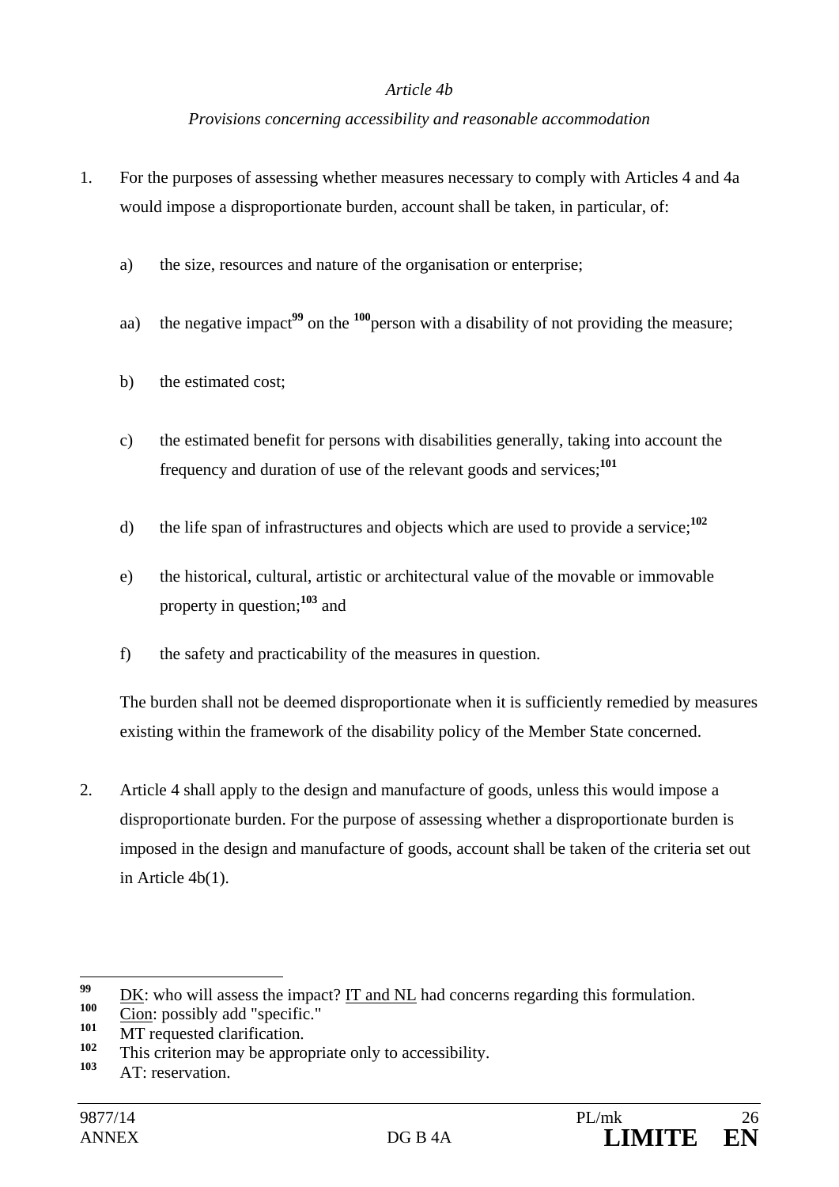*Article 4b*

*Provisions concerning accessibility and reasonable accommodation*

1. For the purposes of assessing whether measures necessary to comply with Articles 4 and 4a would impose a disproportionate burden, account shall be taken, in particular, of:

   a) the size, resources and nature of the organisation or enterprise;

   aa) the negative impact[99] on the [100]person with a disability of not providing the measure;

   b) the estimated cost;

   c) the estimated benefit for persons with disabilities generally, taking into account the frequency and duration of use of the relevant goods and services;[101]

   d) the life span of infrastructures and objects which are used to provide a service;[102]

   e) the historical, cultural, artistic or architectural value of the movable or immovable property in question;[103] and

   f) the safety and practicability of the measures in question.

   The burden shall not be deemed disproportionate when it is sufficiently remedied by measures existing within the framework of the disability policy of the Member State concerned.

2. Article 4 shall apply to the design and manufacture of goods, unless this would impose a disproportionate burden. For the purpose of assessing whether a disproportionate burden is imposed in the design and manufacture of goods, account shall be taken of the criteria set out in Article 4b(1).

---

[99] DK: who will assess the impact? IT and NL had concerns regarding this formulation.

[100] Cion: possibly add "specific."

[101] MT requested clarification.

[102] This criterion may be appropriate only to accessibility.

[103] AT: reservation.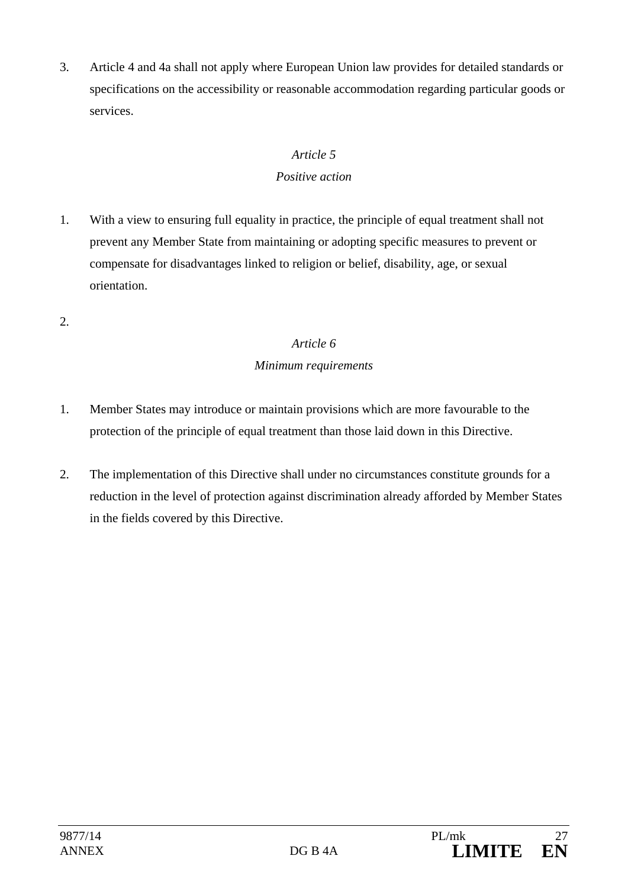3. Article 4 and 4a shall not apply where European Union law provides for detailed standards or specifications on the accessibility or reasonable accommodation regarding particular goods or services.

*Article 5*

*Positive action*

1. With a view to ensuring full equality in practice, the principle of equal treatment shall not prevent any Member State from maintaining or adopting specific measures to prevent or compensate for disadvantages linked to religion or belief, disability, age, or sexual orientation.

2. 

*Article 6*

*Minimum requirements*

1. Member States may introduce or maintain provisions which are more favourable to the protection of the principle of equal treatment than those laid down in this Directive.

2. The implementation of this Directive shall under no circumstances constitute grounds for a reduction in the level of protection against discrimination already afforded by Member States in the fields covered by this Directive.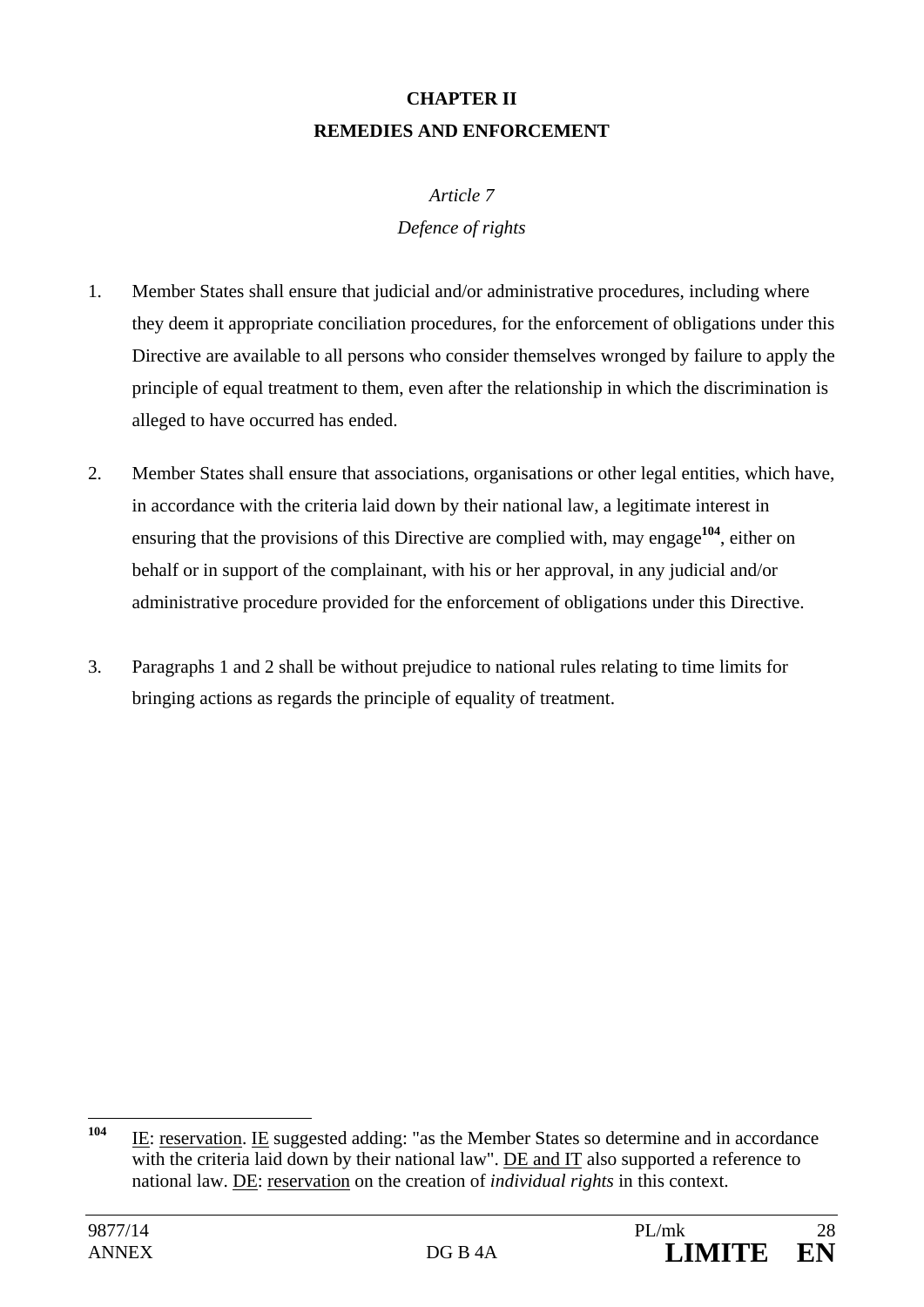## CHAPTER II
## REMEDIES AND ENFORCEMENT

*Article 7*

*Defence of rights*

1. Member States shall ensure that judicial and/or administrative procedures, including where they deem it appropriate conciliation procedures, for the enforcement of obligations under this Directive are available to all persons who consider themselves wronged by failure to apply the principle of equal treatment to them, even after the relationship in which the discrimination is alleged to have occurred has ended.

2. Member States shall ensure that associations, organisations or other legal entities, which have, in accordance with the criteria laid down by their national law, a legitimate interest in ensuring that the provisions of this Directive are complied with, may engage[104], either on behalf or in support of the complainant, with his or her approval, in any judicial and/or administrative procedure provided for the enforcement of obligations under this Directive.

3. Paragraphs 1 and 2 shall be without prejudice to national rules relating to time limits for bringing actions as regards the principle of equality of treatment.

---

[104] IE: reservation. IE suggested adding: "as the Member States so determine and in accordance with the criteria laid down by their national law". DE and IT also supported a reference to national law. DE: reservation on the creation of *individual rights* in this context.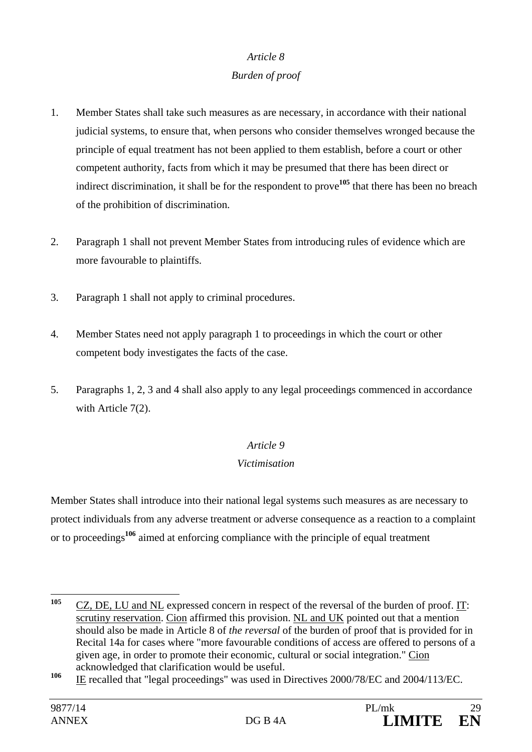*Article 8*

*Burden of proof*

1. Member States shall take such measures as are necessary, in accordance with their national judicial systems, to ensure that, when persons who consider themselves wronged because the principle of equal treatment has not been applied to them establish, before a court or other competent authority, facts from which it may be presumed that there has been direct or indirect discrimination, it shall be for the respondent to prove[105] that there has been no breach of the prohibition of discrimination.

2. Paragraph 1 shall not prevent Member States from introducing rules of evidence which are more favourable to plaintiffs.

3. Paragraph 1 shall not apply to criminal procedures.

4. Member States need not apply paragraph 1 to proceedings in which the court or other competent body investigates the facts of the case.

5. Paragraphs 1, 2, 3 and 4 shall also apply to any legal proceedings commenced in accordance with Article 7(2).

*Article 9*

*Victimisation*

Member States shall introduce into their national legal systems such measures as are necessary to protect individuals from any adverse treatment or adverse consequence as a reaction to a complaint or to proceedings[106] aimed at enforcing compliance with the principle of equal treatment

---

[105] CZ, DE, LU and NL expressed concern in respect of the reversal of the burden of proof. IT: scrutiny reservation. Cion affirmed this provision. NL and UK pointed out that a mention should also be made in Article 8 of *the reversal* of the burden of proof that is provided for in Recital 14a for cases where "more favourable conditions of access are offered to persons of a given age, in order to promote their economic, cultural or social integration." Cion acknowledged that clarification would be useful.

[106] IE recalled that "legal proceedings" was used in Directives 2000/78/EC and 2004/113/EC.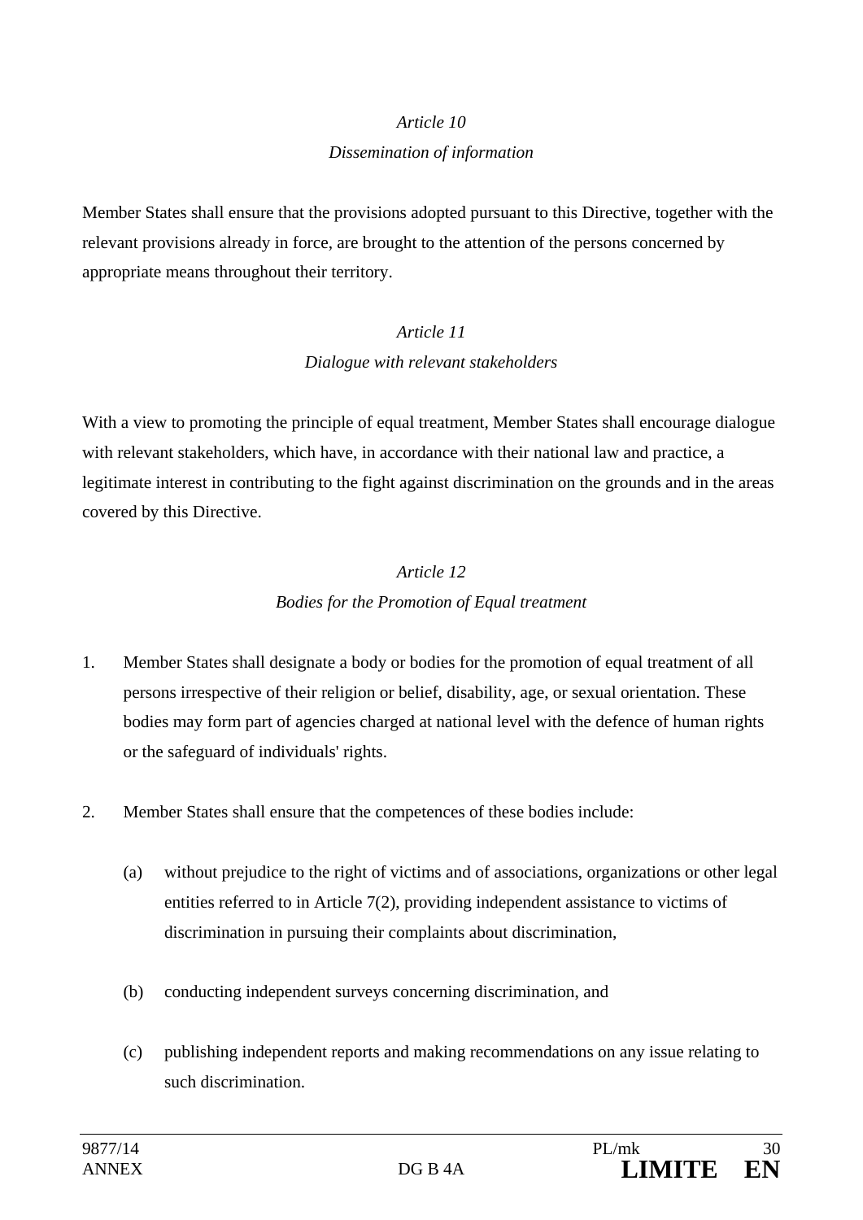*Article 10*

*Dissemination of information*

Member States shall ensure that the provisions adopted pursuant to this Directive, together with the relevant provisions already in force, are brought to the attention of the persons concerned by appropriate means throughout their territory.

*Article 11*

*Dialogue with relevant stakeholders*

With a view to promoting the principle of equal treatment, Member States shall encourage dialogue with relevant stakeholders, which have, in accordance with their national law and practice, a legitimate interest in contributing to the fight against discrimination on the grounds and in the areas covered by this Directive.

*Article 12*

*Bodies for the Promotion of Equal treatment*

1. Member States shall designate a body or bodies for the promotion of equal treatment of all persons irrespective of their religion or belief, disability, age, or sexual orientation. These bodies may form part of agencies charged at national level with the defence of human rights or the safeguard of individuals' rights.

2. Member States shall ensure that the competences of these bodies include:

   (a) without prejudice to the right of victims and of associations, organizations or other legal entities referred to in Article 7(2), providing independent assistance to victims of discrimination in pursuing their complaints about discrimination,

   (b) conducting independent surveys concerning discrimination, and

   (c) publishing independent reports and making recommendations on any issue relating to such discrimination.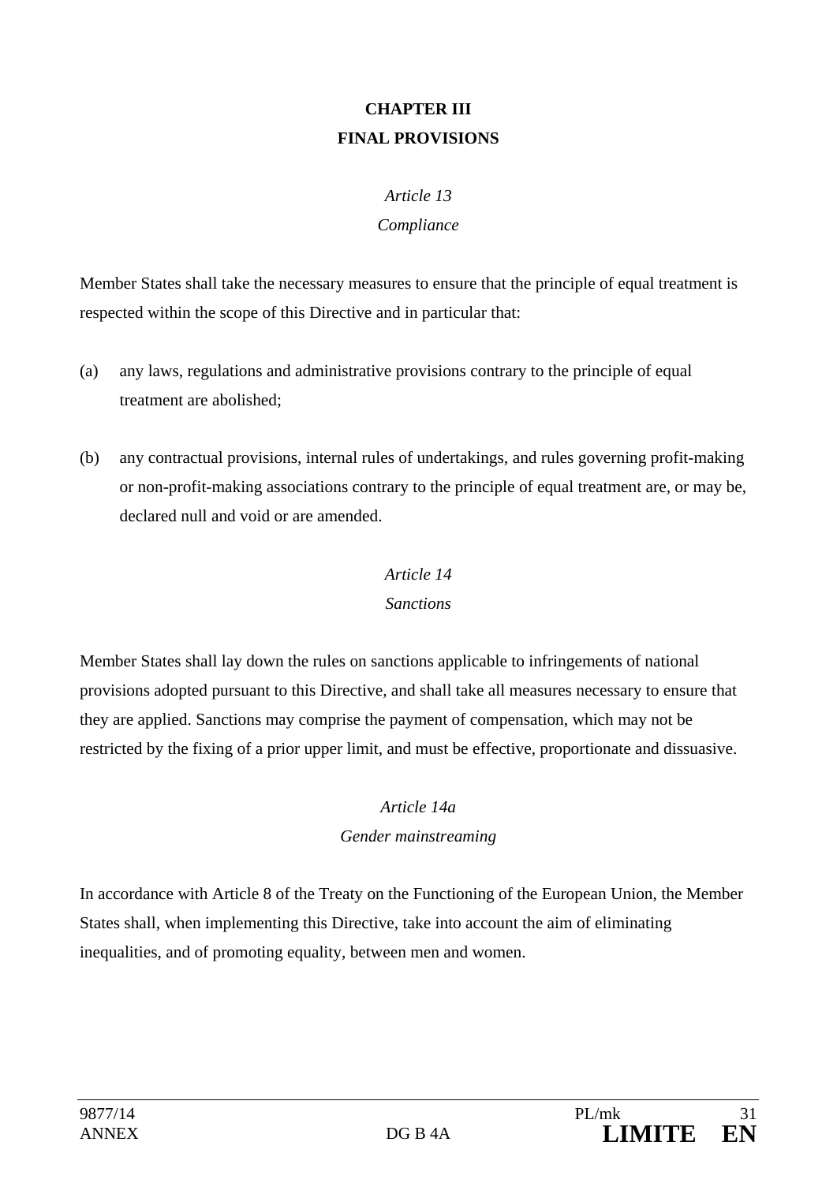## CHAPTER III
## FINAL PROVISIONS

### *Article 13*
### *Compliance*

Member States shall take the necessary measures to ensure that the principle of equal treatment is respected within the scope of this Directive and in particular that:

(a) any laws, regulations and administrative provisions contrary to the principle of equal treatment are abolished;

(b) any contractual provisions, internal rules of undertakings, and rules governing profit-making or non-profit-making associations contrary to the principle of equal treatment are, or may be, declared null and void or are amended.

### *Article 14*
### *Sanctions*

Member States shall lay down the rules on sanctions applicable to infringements of national provisions adopted pursuant to this Directive, and shall take all measures necessary to ensure that they are applied. Sanctions may comprise the payment of compensation, which may not be restricted by the fixing of a prior upper limit, and must be effective, proportionate and dissuasive.

### *Article 14a*
### *Gender mainstreaming*

In accordance with Article 8 of the Treaty on the Functioning of the European Union, the Member States shall, when implementing this Directive, take into account the aim of eliminating inequalities, and of promoting equality, between men and women.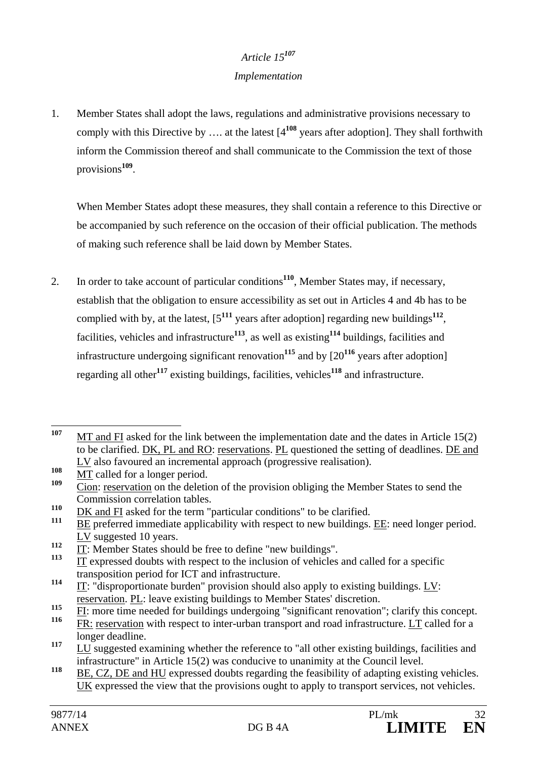*Article 15*[107]

*Implementation*

1. Member States shall adopt the laws, regulations and administrative provisions necessary to comply with this Directive by …. at the latest [4[108] years after adoption]. They shall forthwith inform the Commission thereof and shall communicate to the Commission the text of those provisions[109].

When Member States adopt these measures, they shall contain a reference to this Directive or be accompanied by such reference on the occasion of their official publication. The methods of making such reference shall be laid down by Member States.

2. In order to take account of particular conditions[110], Member States may, if necessary, establish that the obligation to ensure accessibility as set out in Articles 4 and 4b has to be complied with by, at the latest, [5[111] years after adoption] regarding new buildings[112], facilities, vehicles and infrastructure[113], as well as existing[114] buildings, facilities and infrastructure undergoing significant renovation[115] and by [20[116] years after adoption] regarding all other[117] existing buildings, facilities, vehicles[118] and infrastructure.

---

[107] MT and FI asked for the link between the implementation date and the dates in Article 15(2) to be clarified. DK, PL and RO: reservations. PL questioned the setting of deadlines. DE and LV also favoured an incremental approach (progressive realisation).

[108] MT called for a longer period.

[109] Cion: reservation on the deletion of the provision obliging the Member States to send the Commission correlation tables.

[110] DK and FI asked for the term "particular conditions" to be clarified.

[111] BE preferred immediate applicability with respect to new buildings. EE: need longer period. LV suggested 10 years.

[112] IT: Member States should be free to define "new buildings".

[113] IT expressed doubts with respect to the inclusion of vehicles and called for a specific transposition period for ICT and infrastructure.

[114] IT: "disproportionate burden" provision should also apply to existing buildings. LV: reservation. PL: leave existing buildings to Member States' discretion.

[115] FI: more time needed for buildings undergoing "significant renovation"; clarify this concept.

[116] FR: reservation with respect to inter-urban transport and road infrastructure. LT called for a longer deadline.

[117] LU suggested examining whether the reference to "all other existing buildings, facilities and infrastructure" in Article 15(2) was conducive to unanimity at the Council level.

[118] BE, CZ, DE and HU expressed doubts regarding the feasibility of adapting existing vehicles. UK expressed the view that the provisions ought to apply to transport services, not vehicles.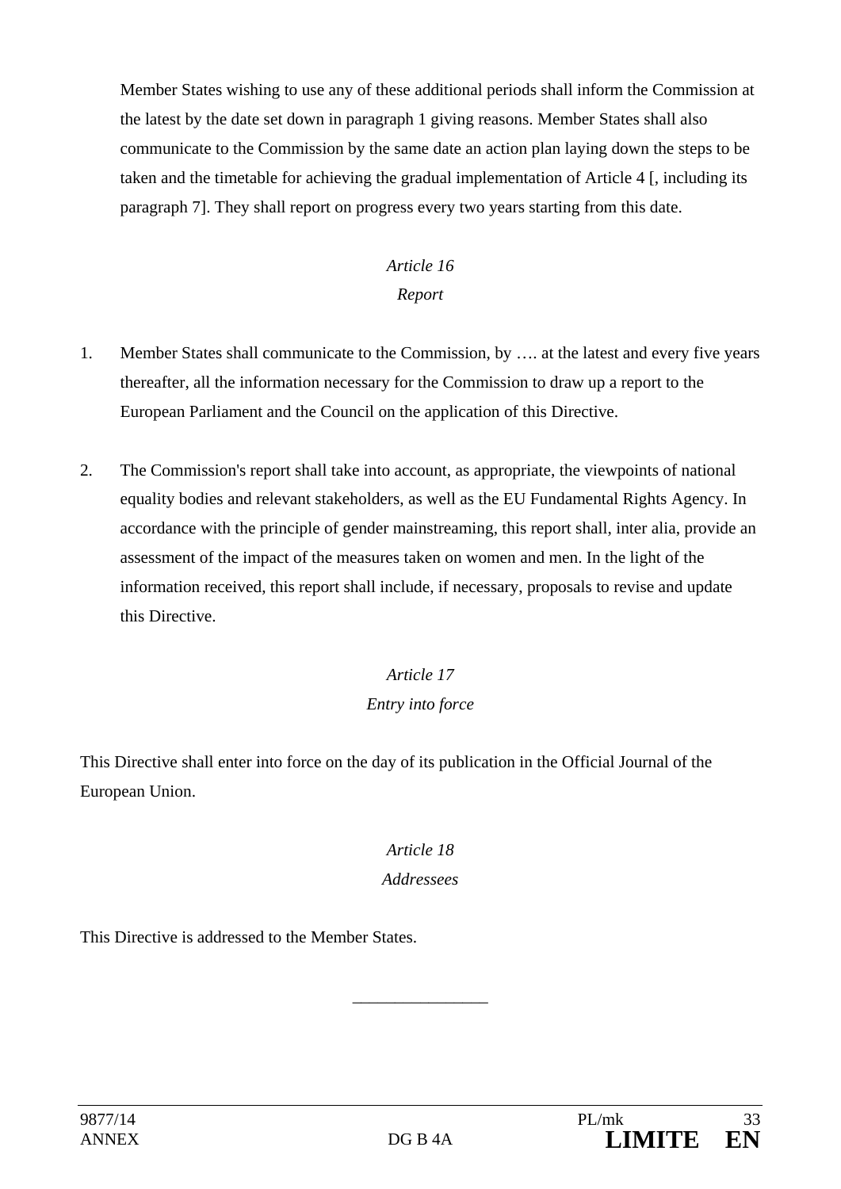Member States wishing to use any of these additional periods shall inform the Commission at the latest by the date set down in paragraph 1 giving reasons. Member States shall also communicate to the Commission by the same date an action plan laying down the steps to be taken and the timetable for achieving the gradual implementation of Article 4 [, including its paragraph 7]. They shall report on progress every two years starting from this date.

*Article 16*

*Report*

1. Member States shall communicate to the Commission, by …. at the latest and every five years thereafter, all the information necessary for the Commission to draw up a report to the European Parliament and the Council on the application of this Directive.

2. The Commission's report shall take into account, as appropriate, the viewpoints of national equality bodies and relevant stakeholders, as well as the EU Fundamental Rights Agency. In accordance with the principle of gender mainstreaming, this report shall, inter alia, provide an assessment of the impact of the measures taken on women and men. In the light of the information received, this report shall include, if necessary, proposals to revise and update this Directive.

*Article 17*

*Entry into force*

This Directive shall enter into force on the day of its publication in the Official Journal of the European Union.

*Article 18*

*Addressees*

This Directive is addressed to the Member States.

________________